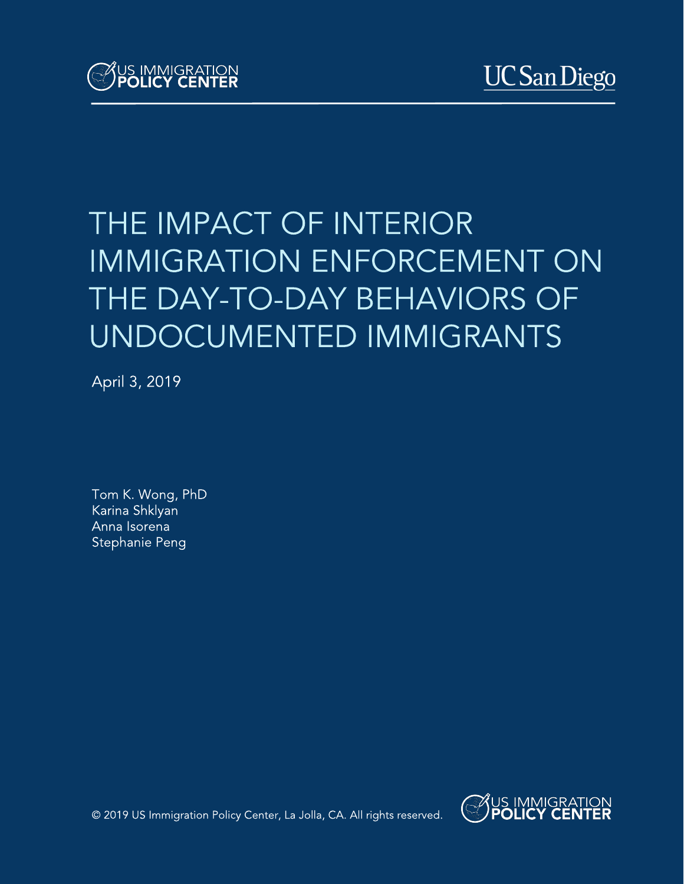US IMMIGRATION POLICY CENTER

UC San Diego

# THE IMPACT OF INTERIOR IMMIGRATION ENFORCEMENT ON THE DAY-TO-DAY BEHAVIORS OF UNDOCUMENTED IMMIGRANTS

April 3, 2019

Tom K. Wong, PhD
Karina Shklyan
Anna Isorena
Stephanie Peng

© 2019 US Immigration Policy Center, La Jolla, CA. All rights reserved.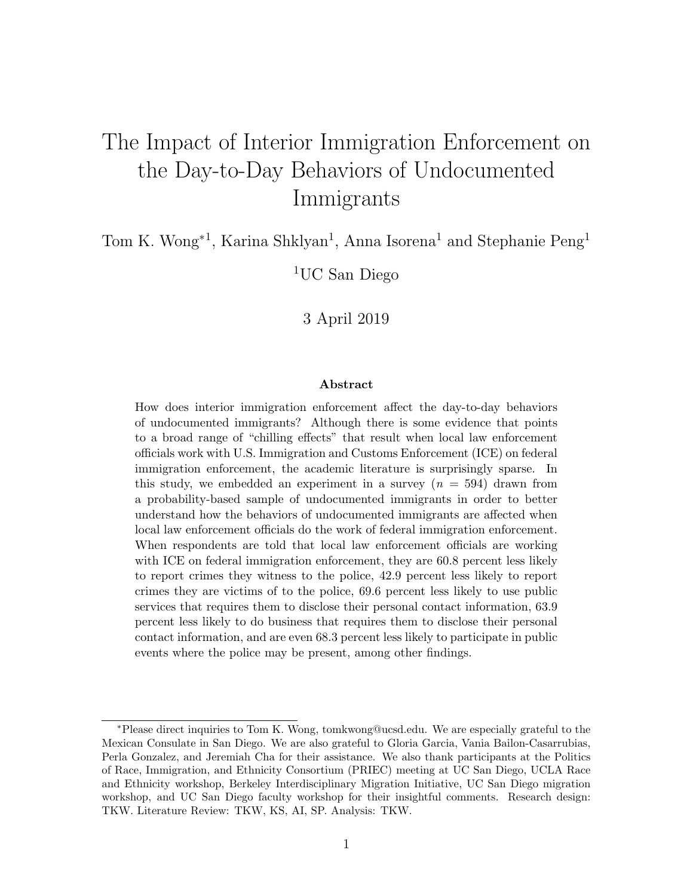# The Impact of Interior Immigration Enforcement on the Day-to-Day Behaviors of Undocumented Immigrants

Tom K. Wong*[1], Karina Shklyan[1], Anna Isorena[1] and Stephanie Peng[1]

[1]UC San Diego

3 April 2019

### Abstract

How does interior immigration enforcement affect the day-to-day behaviors of undocumented immigrants? Although there is some evidence that points to a broad range of "chilling effects" that result when local law enforcement officials work with U.S. Immigration and Customs Enforcement (ICE) on federal immigration enforcement, the academic literature is surprisingly sparse. In this study, we embedded an experiment in a survey ($n = 594$) drawn from a probability-based sample of undocumented immigrants in order to better understand how the behaviors of undocumented immigrants are affected when local law enforcement officials do the work of federal immigration enforcement. When respondents are told that local law enforcement officials are working with ICE on federal immigration enforcement, they are 60.8 percent less likely to report crimes they witness to the police, 42.9 percent less likely to report crimes they are victims of to the police, 69.6 percent less likely to use public services that requires them to disclose their personal contact information, 63.9 percent less likely to do business that requires them to disclose their personal contact information, and are even 68.3 percent less likely to participate in public events where the police may be present, among other findings.

*Please direct inquiries to Tom K. Wong, tomkwong@ucsd.edu. We are especially grateful to the Mexican Consulate in San Diego. We are also grateful to Gloria Garcia, Vania Bailon-Casarrubias, Perla Gonzalez, and Jeremiah Cha for their assistance. We also thank participants at the Politics of Race, Immigration, and Ethnicity Consortium (PRIEC) meeting at UC San Diego, UCLA Race and Ethnicity workshop, Berkeley Interdisciplinary Migration Initiative, UC San Diego migration workshop, and UC San Diego faculty workshop for their insightful comments. Research design: TKW. Literature Review: TKW, KS, AI, SP. Analysis: TKW.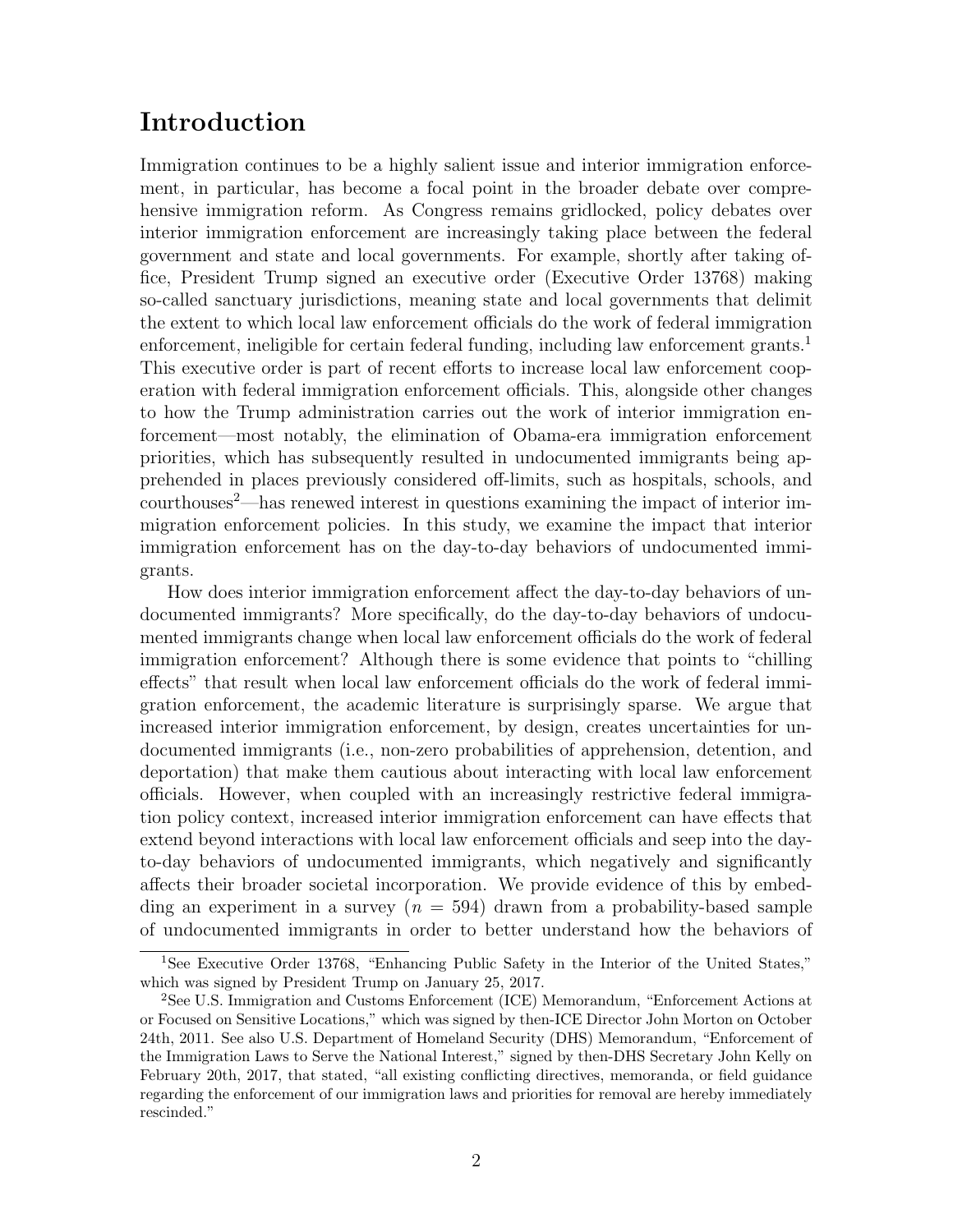# Introduction

Immigration continues to be a highly salient issue and interior immigration enforcement, in particular, has become a focal point in the broader debate over comprehensive immigration reform. As Congress remains gridlocked, policy debates over interior immigration enforcement are increasingly taking place between the federal government and state and local governments. For example, shortly after taking office, President Trump signed an executive order (Executive Order 13768) making so-called sanctuary jurisdictions, meaning state and local governments that delimit the extent to which local law enforcement officials do the work of federal immigration enforcement, ineligible for certain federal funding, including law enforcement grants.[1] This executive order is part of recent efforts to increase local law enforcement cooperation with federal immigration enforcement officials. This, alongside other changes to how the Trump administration carries out the work of interior immigration enforcement—most notably, the elimination of Obama-era immigration enforcement priorities, which has subsequently resulted in undocumented immigrants being apprehended in places previously considered off-limits, such as hospitals, schools, and courthouses[2]—has renewed interest in questions examining the impact of interior immigration enforcement policies. In this study, we examine the impact that interior immigration enforcement has on the day-to-day behaviors of undocumented immigrants.

How does interior immigration enforcement affect the day-to-day behaviors of undocumented immigrants? More specifically, do the day-to-day behaviors of undocumented immigrants change when local law enforcement officials do the work of federal immigration enforcement? Although there is some evidence that points to "chilling effects" that result when local law enforcement officials do the work of federal immigration enforcement, the academic literature is surprisingly sparse. We argue that increased interior immigration enforcement, by design, creates uncertainties for undocumented immigrants (i.e., non-zero probabilities of apprehension, detention, and deportation) that make them cautious about interacting with local law enforcement officials. However, when coupled with an increasingly restrictive federal immigration policy context, increased interior immigration enforcement can have effects that extend beyond interactions with local law enforcement officials and seep into the day-to-day behaviors of undocumented immigrants, which negatively and significantly affects their broader societal incorporation. We provide evidence of this by embedding an experiment in a survey ($n = 594$) drawn from a probability-based sample of undocumented immigrants in order to better understand how the behaviors of

[1] See Executive Order 13768, "Enhancing Public Safety in the Interior of the United States," which was signed by President Trump on January 25, 2017.

[2] See U.S. Immigration and Customs Enforcement (ICE) Memorandum, "Enforcement Actions at or Focused on Sensitive Locations," which was signed by then-ICE Director John Morton on October 24th, 2011. See also U.S. Department of Homeland Security (DHS) Memorandum, "Enforcement of the Immigration Laws to Serve the National Interest," signed by then-DHS Secretary John Kelly on February 20th, 2017, that stated, "all existing conflicting directives, memoranda, or field guidance regarding the enforcement of our immigration laws and priorities for removal are hereby immediately rescinded."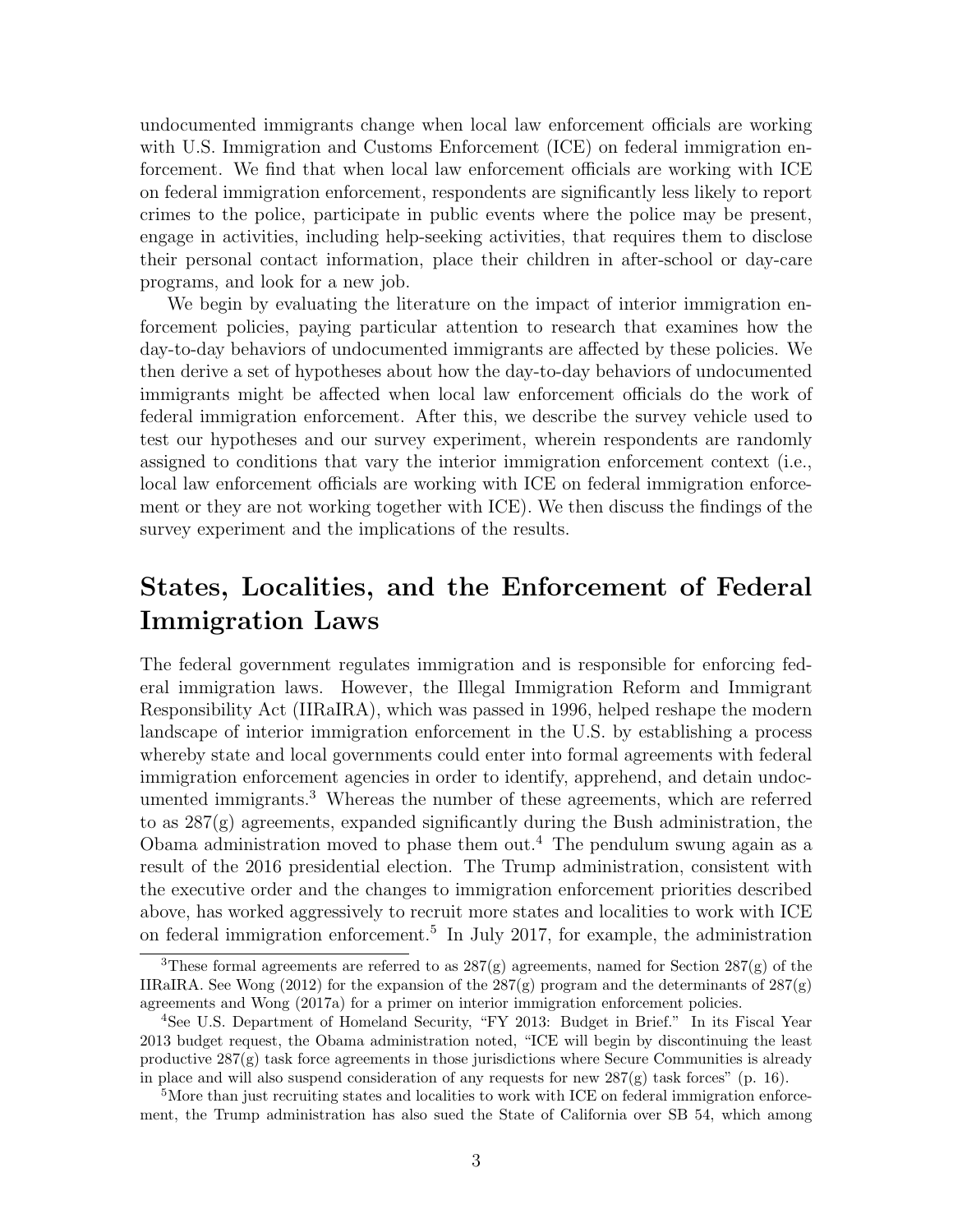undocumented immigrants change when local law enforcement officials are working with U.S. Immigration and Customs Enforcement (ICE) on federal immigration enforcement. We find that when local law enforcement officials are working with ICE on federal immigration enforcement, respondents are significantly less likely to report crimes to the police, participate in public events where the police may be present, engage in activities, including help-seeking activities, that requires them to disclose their personal contact information, place their children in after-school or day-care programs, and look for a new job.

We begin by evaluating the literature on the impact of interior immigration enforcement policies, paying particular attention to research that examines how the day-to-day behaviors of undocumented immigrants are affected by these policies. We then derive a set of hypotheses about how the day-to-day behaviors of undocumented immigrants might be affected when local law enforcement officials do the work of federal immigration enforcement. After this, we describe the survey vehicle used to test our hypotheses and our survey experiment, wherein respondents are randomly assigned to conditions that vary the interior immigration enforcement context (i.e., local law enforcement officials are working with ICE on federal immigration enforcement or they are not working together with ICE). We then discuss the findings of the survey experiment and the implications of the results.

## States, Localities, and the Enforcement of Federal Immigration Laws

The federal government regulates immigration and is responsible for enforcing federal immigration laws. However, the Illegal Immigration Reform and Immigrant Responsibility Act (IIRaIRA), which was passed in 1996, helped reshape the modern landscape of interior immigration enforcement in the U.S. by establishing a process whereby state and local governments could enter into formal agreements with federal immigration enforcement agencies in order to identify, apprehend, and detain undocumented immigrants.[3] Whereas the number of these agreements, which are referred to as 287(g) agreements, expanded significantly during the Bush administration, the Obama administration moved to phase them out.[4] The pendulum swung again as a result of the 2016 presidential election. The Trump administration, consistent with the executive order and the changes to immigration enforcement priorities described above, has worked aggressively to recruit more states and localities to work with ICE on federal immigration enforcement.[5] In July 2017, for example, the administration

[3] These formal agreements are referred to as 287(g) agreements, named for Section 287(g) of the IIRaIRA. See Wong (2012) for the expansion of the 287(g) program and the determinants of 287(g) agreements and Wong (2017a) for a primer on interior immigration enforcement policies.

[4] See U.S. Department of Homeland Security, "FY 2013: Budget in Brief." In its Fiscal Year 2013 budget request, the Obama administration noted, "ICE will begin by discontinuing the least productive 287(g) task force agreements in those jurisdictions where Secure Communities is already in place and will also suspend consideration of any requests for new 287(g) task forces" (p. 16).

[5] More than just recruiting states and localities to work with ICE on federal immigration enforcement, the Trump administration has also sued the State of California over SB 54, which among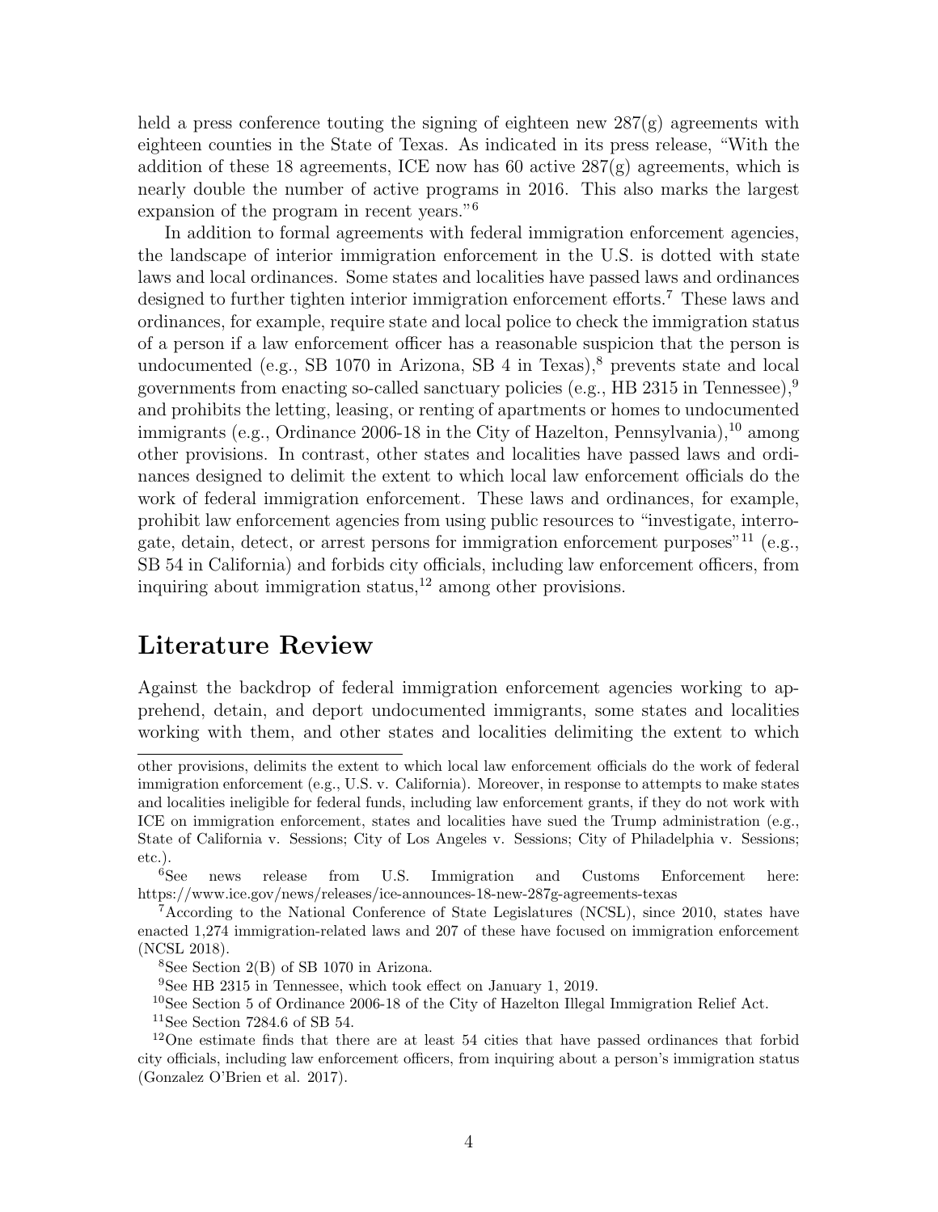held a press conference touting the signing of eighteen new 287(g) agreements with eighteen counties in the State of Texas. As indicated in its press release, "With the addition of these 18 agreements, ICE now has 60 active 287(g) agreements, which is nearly double the number of active programs in 2016. This also marks the largest expansion of the program in recent years."[6]

In addition to formal agreements with federal immigration enforcement agencies, the landscape of interior immigration enforcement in the U.S. is dotted with state laws and local ordinances. Some states and localities have passed laws and ordinances designed to further tighten interior immigration enforcement efforts.[7] These laws and ordinances, for example, require state and local police to check the immigration status of a person if a law enforcement officer has a reasonable suspicion that the person is undocumented (e.g., SB 1070 in Arizona, SB 4 in Texas),[8] prevents state and local governments from enacting so-called sanctuary policies (e.g., HB 2315 in Tennessee),[9] and prohibits the letting, leasing, or renting of apartments or homes to undocumented immigrants (e.g., Ordinance 2006-18 in the City of Hazelton, Pennsylvania),[10] among other provisions. In contrast, other states and localities have passed laws and ordinances designed to delimit the extent to which local law enforcement officials do the work of federal immigration enforcement. These laws and ordinances, for example, prohibit law enforcement agencies from using public resources to "investigate, interrogate, detain, detect, or arrest persons for immigration enforcement purposes"[11] (e.g., SB 54 in California) and forbids city officials, including law enforcement officers, from inquiring about immigration status,[12] among other provisions.

## Literature Review

Against the backdrop of federal immigration enforcement agencies working to apprehend, detain, and deport undocumented immigrants, some states and localities working with them, and other states and localities delimiting the extent to which

---

other provisions, delimits the extent to which local law enforcement officials do the work of federal immigration enforcement (e.g., U.S. v. California). Moreover, in response to attempts to make states and localities ineligible for federal funds, including law enforcement grants, if they do not work with ICE on immigration enforcement, states and localities have sued the Trump administration (e.g., State of California v. Sessions; City of Los Angeles v. Sessions; City of Philadelphia v. Sessions; etc.).

[6] See news release from U.S. Immigration and Customs Enforcement here: https://www.ice.gov/news/releases/ice-announces-18-new-287g-agreements-texas

[7] According to the National Conference of State Legislatures (NCSL), since 2010, states have enacted 1,274 immigration-related laws and 207 of these have focused on immigration enforcement (NCSL 2018).

[8] See Section 2(B) of SB 1070 in Arizona.

[9] See HB 2315 in Tennessee, which took effect on January 1, 2019.

[10] See Section 5 of Ordinance 2006-18 of the City of Hazelton Illegal Immigration Relief Act.

[11] See Section 7284.6 of SB 54.

[12] One estimate finds that there are at least 54 cities that have passed ordinances that forbid city officials, including law enforcement officers, from inquiring about a person's immigration status (Gonzalez O'Brien et al. 2017).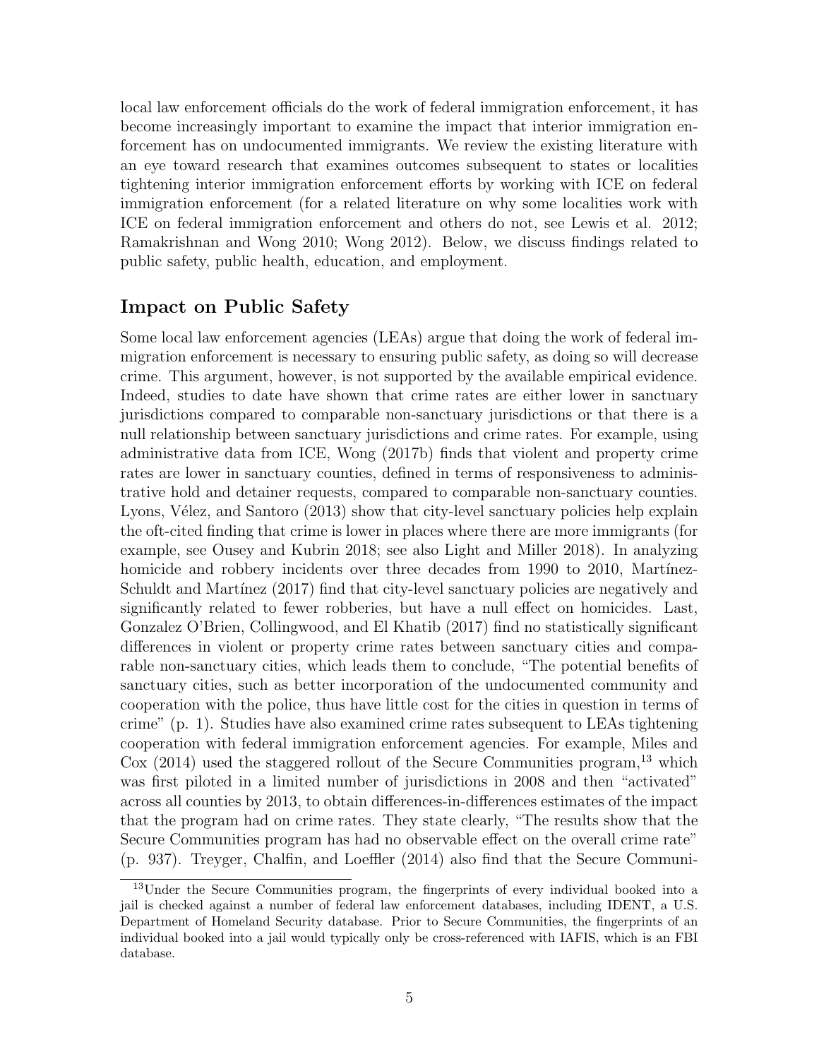local law enforcement officials do the work of federal immigration enforcement, it has become increasingly important to examine the impact that interior immigration enforcement has on undocumented immigrants. We review the existing literature with an eye toward research that examines outcomes subsequent to states or localities tightening interior immigration enforcement efforts by working with ICE on federal immigration enforcement (for a related literature on why some localities work with ICE on federal immigration enforcement and others do not, see Lewis et al. 2012; Ramakrishnan and Wong 2010; Wong 2012). Below, we discuss findings related to public safety, public health, education, and employment.

## Impact on Public Safety

Some local law enforcement agencies (LEAs) argue that doing the work of federal immigration enforcement is necessary to ensuring public safety, as doing so will decrease crime. This argument, however, is not supported by the available empirical evidence. Indeed, studies to date have shown that crime rates are either lower in sanctuary jurisdictions compared to comparable non-sanctuary jurisdictions or that there is a null relationship between sanctuary jurisdictions and crime rates. For example, using administrative data from ICE, Wong (2017b) finds that violent and property crime rates are lower in sanctuary counties, defined in terms of responsiveness to administrative hold and detainer requests, compared to comparable non-sanctuary counties. Lyons, Vélez, and Santoro (2013) show that city-level sanctuary policies help explain the oft-cited finding that crime is lower in places where there are more immigrants (for example, see Ousey and Kubrin 2018; see also Light and Miller 2018). In analyzing homicide and robbery incidents over three decades from 1990 to 2010, Martínez-Schuldt and Martínez (2017) find that city-level sanctuary policies are negatively and significantly related to fewer robberies, but have a null effect on homicides. Last, Gonzalez O'Brien, Collingwood, and El Khatib (2017) find no statistically significant differences in violent or property crime rates between sanctuary cities and comparable non-sanctuary cities, which leads them to conclude, "The potential benefits of sanctuary cities, such as better incorporation of the undocumented community and cooperation with the police, thus have little cost for the cities in question in terms of crime" (p. 1). Studies have also examined crime rates subsequent to LEAs tightening cooperation with federal immigration enforcement agencies. For example, Miles and Cox (2014) used the staggered rollout of the Secure Communities program,[13] which was first piloted in a limited number of jurisdictions in 2008 and then "activated" across all counties by 2013, to obtain differences-in-differences estimates of the impact that the program had on crime rates. They state clearly, "The results show that the Secure Communities program has had no observable effect on the overall crime rate" (p. 937). Treyger, Chalfin, and Loeffler (2014) also find that the Secure Communi-

[13] Under the Secure Communities program, the fingerprints of every individual booked into a jail is checked against a number of federal law enforcement databases, including IDENT, a U.S. Department of Homeland Security database. Prior to Secure Communities, the fingerprints of an individual booked into a jail would typically only be cross-referenced with IAFIS, which is an FBI database.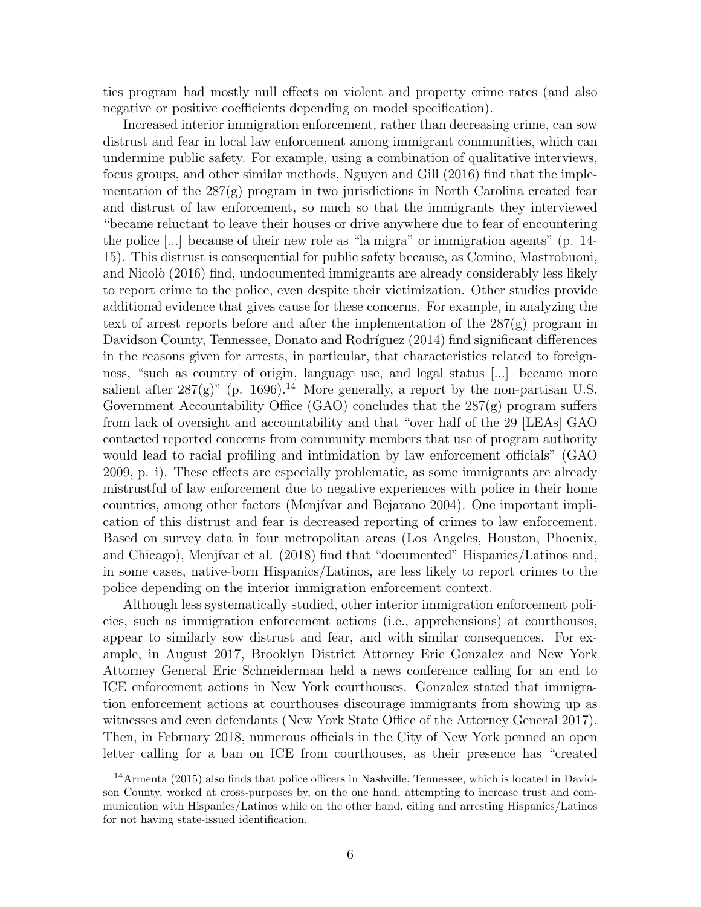ties program had mostly null effects on violent and property crime rates (and also negative or positive coefficients depending on model specification).

Increased interior immigration enforcement, rather than decreasing crime, can sow distrust and fear in local law enforcement among immigrant communities, which can undermine public safety. For example, using a combination of qualitative interviews, focus groups, and other similar methods, Nguyen and Gill (2016) find that the implementation of the 287(g) program in two jurisdictions in North Carolina created fear and distrust of law enforcement, so much so that the immigrants they interviewed "became reluctant to leave their houses or drive anywhere due to fear of encountering the police [...] because of their new role as "la migra" or immigration agents" (p. 14-15). This distrust is consequential for public safety because, as Comino, Mastrobuoni, and Nicolò (2016) find, undocumented immigrants are already considerably less likely to report crime to the police, even despite their victimization. Other studies provide additional evidence that gives cause for these concerns. For example, in analyzing the text of arrest reports before and after the implementation of the 287(g) program in Davidson County, Tennessee, Donato and Rodríguez (2014) find significant differences in the reasons given for arrests, in particular, that characteristics related to foreignness, "such as country of origin, language use, and legal status [...] became more salient after 287(g)" (p. 1696).[14] More generally, a report by the non-partisan U.S. Government Accountability Office (GAO) concludes that the 287(g) program suffers from lack of oversight and accountability and that "over half of the 29 [LEAs] GAO contacted reported concerns from community members that use of program authority would lead to racial profiling and intimidation by law enforcement officials" (GAO 2009, p. i). These effects are especially problematic, as some immigrants are already mistrustful of law enforcement due to negative experiences with police in their home countries, among other factors (Menjívar and Bejarano 2004). One important implication of this distrust and fear is decreased reporting of crimes to law enforcement. Based on survey data in four metropolitan areas (Los Angeles, Houston, Phoenix, and Chicago), Menjívar et al. (2018) find that "documented" Hispanics/Latinos and, in some cases, native-born Hispanics/Latinos, are less likely to report crimes to the police depending on the interior immigration enforcement context.

Although less systematically studied, other interior immigration enforcement policies, such as immigration enforcement actions (i.e., apprehensions) at courthouses, appear to similarly sow distrust and fear, and with similar consequences. For example, in August 2017, Brooklyn District Attorney Eric Gonzalez and New York Attorney General Eric Schneiderman held a news conference calling for an end to ICE enforcement actions in New York courthouses. Gonzalez stated that immigration enforcement actions at courthouses discourage immigrants from showing up as witnesses and even defendants (New York State Office of the Attorney General 2017). Then, in February 2018, numerous officials in the City of New York penned an open letter calling for a ban on ICE from courthouses, as their presence has "created

[14] Armenta (2015) also finds that police officers in Nashville, Tennessee, which is located in Davidson County, worked at cross-purposes by, on the one hand, attempting to increase trust and communication with Hispanics/Latinos while on the other hand, citing and arresting Hispanics/Latinos for not having state-issued identification.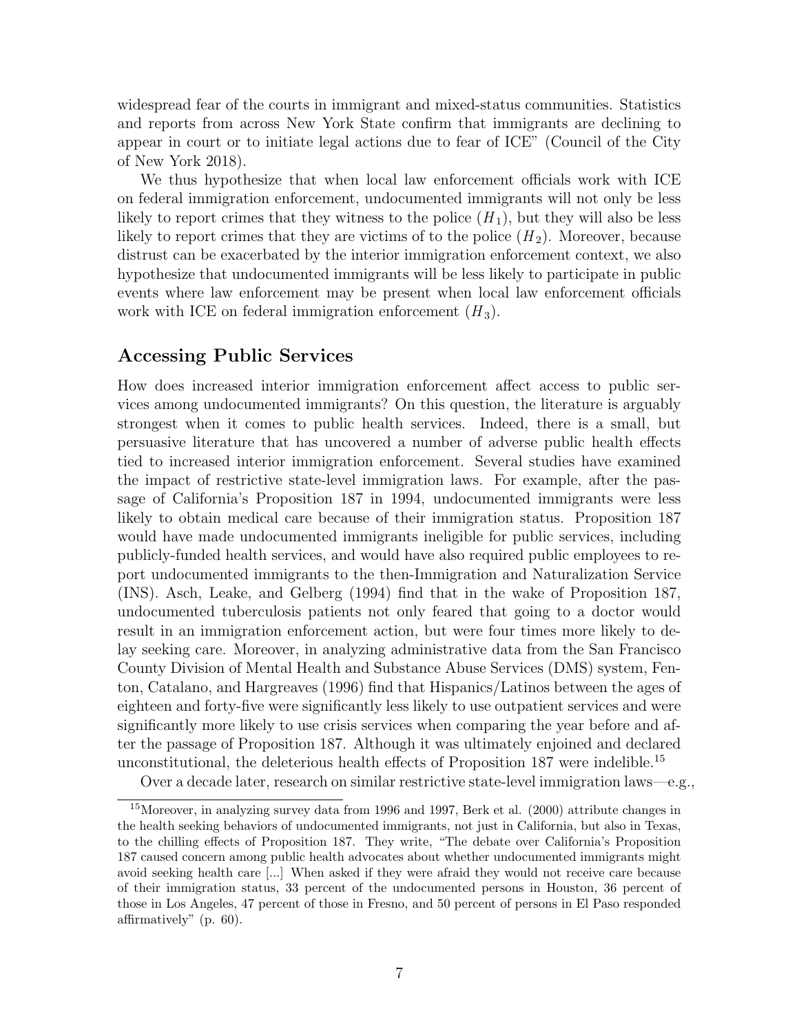widespread fear of the courts in immigrant and mixed-status communities. Statistics and reports from across New York State confirm that immigrants are declining to appear in court or to initiate legal actions due to fear of ICE" (Council of the City of New York 2018).

We thus hypothesize that when local law enforcement officials work with ICE on federal immigration enforcement, undocumented immigrants will not only be less likely to report crimes that they witness to the police ($H_1$), but they will also be less likely to report crimes that they are victims of to the police ($H_2$). Moreover, because distrust can be exacerbated by the interior immigration enforcement context, we also hypothesize that undocumented immigrants will be less likely to participate in public events where law enforcement may be present when local law enforcement officials work with ICE on federal immigration enforcement ($H_3$).

## Accessing Public Services

How does increased interior immigration enforcement affect access to public services among undocumented immigrants? On this question, the literature is arguably strongest when it comes to public health services. Indeed, there is a small, but persuasive literature that has uncovered a number of adverse public health effects tied to increased interior immigration enforcement. Several studies have examined the impact of restrictive state-level immigration laws. For example, after the passage of California's Proposition 187 in 1994, undocumented immigrants were less likely to obtain medical care because of their immigration status. Proposition 187 would have made undocumented immigrants ineligible for public services, including publicly-funded health services, and would have also required public employees to report undocumented immigrants to the then-Immigration and Naturalization Service (INS). Asch, Leake, and Gelberg (1994) find that in the wake of Proposition 187, undocumented tuberculosis patients not only feared that going to a doctor would result in an immigration enforcement action, but were four times more likely to delay seeking care. Moreover, in analyzing administrative data from the San Francisco County Division of Mental Health and Substance Abuse Services (DMS) system, Fenton, Catalano, and Hargreaves (1996) find that Hispanics/Latinos between the ages of eighteen and forty-five were significantly less likely to use outpatient services and were significantly more likely to use crisis services when comparing the year before and after the passage of Proposition 187. Although it was ultimately enjoined and declared unconstitutional, the deleterious health effects of Proposition 187 were indelible.[15]

Over a decade later, research on similar restrictive state-level immigration laws—e.g.,

[15] Moreover, in analyzing survey data from 1996 and 1997, Berk et al. (2000) attribute changes in the health seeking behaviors of undocumented immigrants, not just in California, but also in Texas, to the chilling effects of Proposition 187. They write, "The debate over California's Proposition 187 caused concern among public health advocates about whether undocumented immigrants might avoid seeking health care [...] When asked if they were afraid they would not receive care because of their immigration status, 33 percent of the undocumented persons in Houston, 36 percent of those in Los Angeles, 47 percent of those in Fresno, and 50 percent of persons in El Paso responded affirmatively" (p. 60).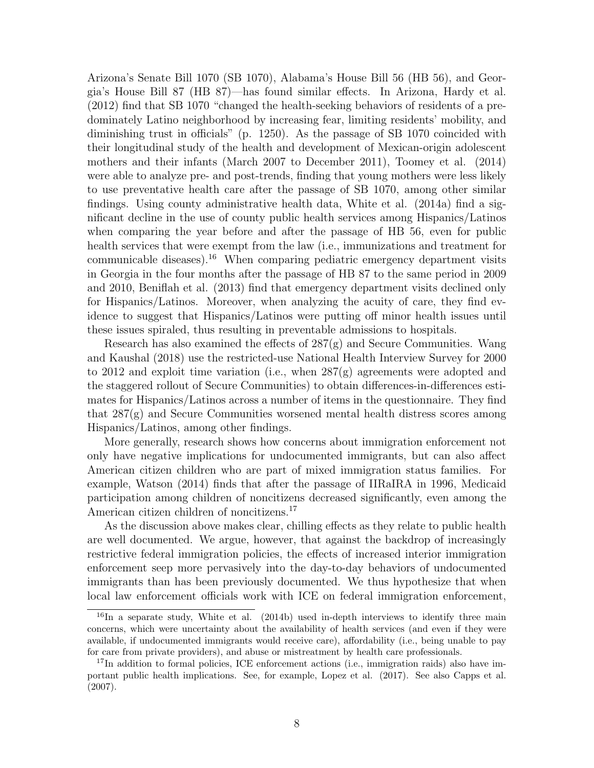Arizona's Senate Bill 1070 (SB 1070), Alabama's House Bill 56 (HB 56), and Georgia's House Bill 87 (HB 87)—has found similar effects. In Arizona, Hardy et al. (2012) find that SB 1070 "changed the health-seeking behaviors of residents of a predominately Latino neighborhood by increasing fear, limiting residents' mobility, and diminishing trust in officials" (p. 1250). As the passage of SB 1070 coincided with their longitudinal study of the health and development of Mexican-origin adolescent mothers and their infants (March 2007 to December 2011), Toomey et al. (2014) were able to analyze pre- and post-trends, finding that young mothers were less likely to use preventative health care after the passage of SB 1070, among other similar findings. Using county administrative health data, White et al. (2014a) find a significant decline in the use of county public health services among Hispanics/Latinos when comparing the year before and after the passage of HB 56, even for public health services that were exempt from the law (i.e., immunizations and treatment for communicable diseases).[16] When comparing pediatric emergency department visits in Georgia in the four months after the passage of HB 87 to the same period in 2009 and 2010, Beniflah et al. (2013) find that emergency department visits declined only for Hispanics/Latinos. Moreover, when analyzing the acuity of care, they find evidence to suggest that Hispanics/Latinos were putting off minor health issues until these issues spiraled, thus resulting in preventable admissions to hospitals.

Research has also examined the effects of 287(g) and Secure Communities. Wang and Kaushal (2018) use the restricted-use National Health Interview Survey for 2000 to 2012 and exploit time variation (i.e., when 287(g) agreements were adopted and the staggered rollout of Secure Communities) to obtain differences-in-differences estimates for Hispanics/Latinos across a number of items in the questionnaire. They find that 287(g) and Secure Communities worsened mental health distress scores among Hispanics/Latinos, among other findings.

More generally, research shows how concerns about immigration enforcement not only have negative implications for undocumented immigrants, but can also affect American citizen children who are part of mixed immigration status families. For example, Watson (2014) finds that after the passage of IIRaIRA in 1996, Medicaid participation among children of noncitizens decreased significantly, even among the American citizen children of noncitizens.[17]

As the discussion above makes clear, chilling effects as they relate to public health are well documented. We argue, however, that against the backdrop of increasingly restrictive federal immigration policies, the effects of increased interior immigration enforcement seep more pervasively into the day-to-day behaviors of undocumented immigrants than has been previously documented. We thus hypothesize that when local law enforcement officials work with ICE on federal immigration enforcement,

[16] In a separate study, White et al. (2014b) used in-depth interviews to identify three main concerns, which were uncertainty about the availability of health services (and even if they were available, if undocumented immigrants would receive care), affordability (i.e., being unable to pay for care from private providers), and abuse or mistreatment by health care professionals.

[17] In addition to formal policies, ICE enforcement actions (i.e., immigration raids) also have important public health implications. See, for example, Lopez et al. (2017). See also Capps et al. (2007).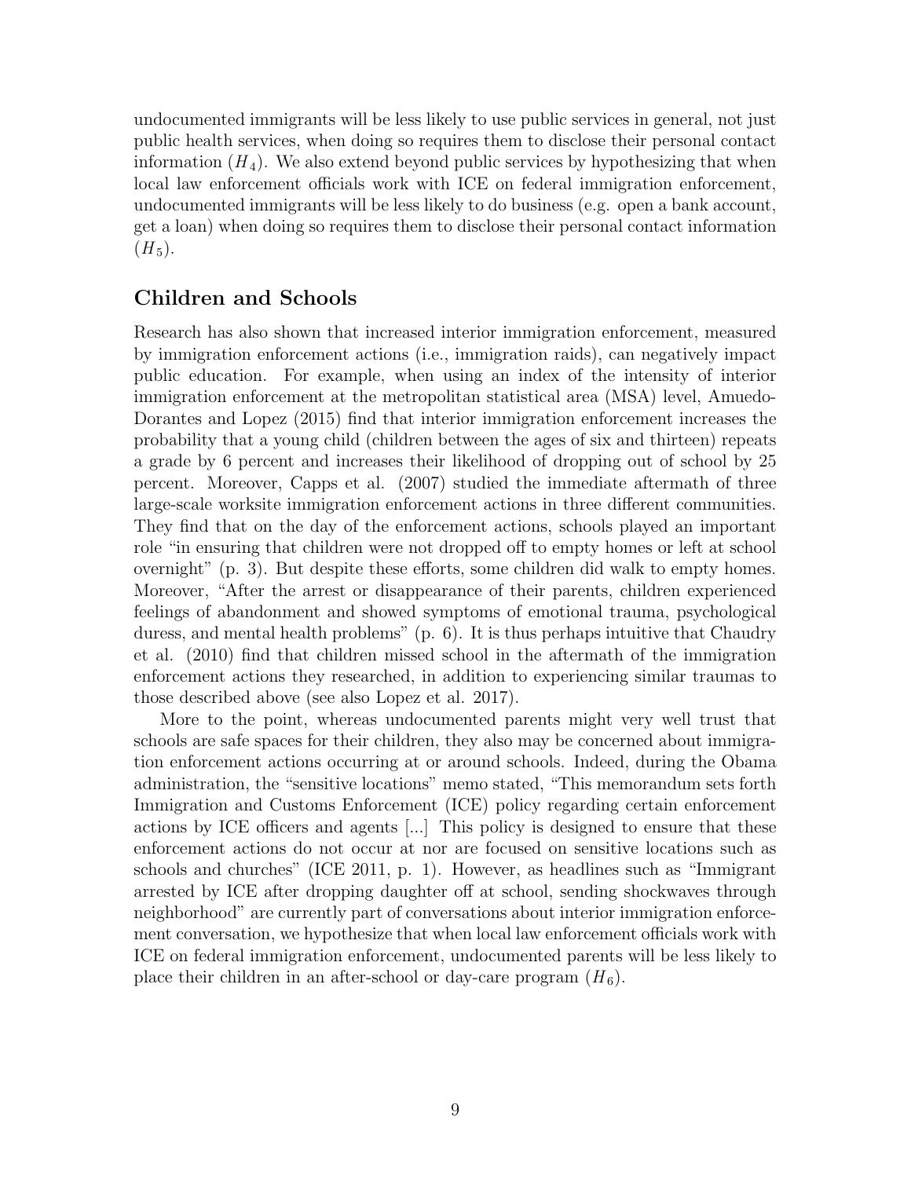undocumented immigrants will be less likely to use public services in general, not just public health services, when doing so requires them to disclose their personal contact information ($H_4$). We also extend beyond public services by hypothesizing that when local law enforcement officials work with ICE on federal immigration enforcement, undocumented immigrants will be less likely to do business (e.g. open a bank account, get a loan) when doing so requires them to disclose their personal contact information ($H_5$).

## Children and Schools

Research has also shown that increased interior immigration enforcement, measured by immigration enforcement actions (i.e., immigration raids), can negatively impact public education. For example, when using an index of the intensity of interior immigration enforcement at the metropolitan statistical area (MSA) level, Amuedo-Dorantes and Lopez (2015) find that interior immigration enforcement increases the probability that a young child (children between the ages of six and thirteen) repeats a grade by 6 percent and increases their likelihood of dropping out of school by 25 percent. Moreover, Capps et al. (2007) studied the immediate aftermath of three large-scale worksite immigration enforcement actions in three different communities. They find that on the day of the enforcement actions, schools played an important role "in ensuring that children were not dropped off to empty homes or left at school overnight" (p. 3). But despite these efforts, some children did walk to empty homes. Moreover, "After the arrest or disappearance of their parents, children experienced feelings of abandonment and showed symptoms of emotional trauma, psychological duress, and mental health problems" (p. 6). It is thus perhaps intuitive that Chaudry et al. (2010) find that children missed school in the aftermath of the immigration enforcement actions they researched, in addition to experiencing similar traumas to those described above (see also Lopez et al. 2017).

More to the point, whereas undocumented parents might very well trust that schools are safe spaces for their children, they also may be concerned about immigration enforcement actions occurring at or around schools. Indeed, during the Obama administration, the "sensitive locations" memo stated, "This memorandum sets forth Immigration and Customs Enforcement (ICE) policy regarding certain enforcement actions by ICE officers and agents [...] This policy is designed to ensure that these enforcement actions do not occur at nor are focused on sensitive locations such as schools and churches" (ICE 2011, p. 1). However, as headlines such as "Immigrant arrested by ICE after dropping daughter off at school, sending shockwaves through neighborhood" are currently part of conversations about interior immigration enforcement conversation, we hypothesize that when local law enforcement officials work with ICE on federal immigration enforcement, undocumented parents will be less likely to place their children in an after-school or day-care program ($H_6$).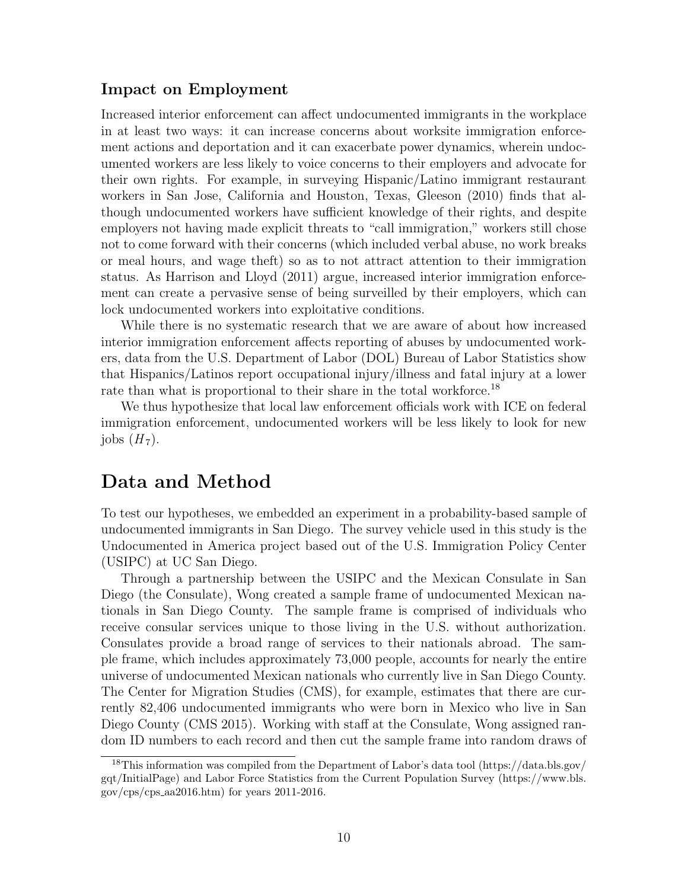### Impact on Employment

Increased interior enforcement can affect undocumented immigrants in the workplace in at least two ways: it can increase concerns about worksite immigration enforcement actions and deportation and it can exacerbate power dynamics, wherein undocumented workers are less likely to voice concerns to their employers and advocate for their own rights. For example, in surveying Hispanic/Latino immigrant restaurant workers in San Jose, California and Houston, Texas, Gleeson (2010) finds that although undocumented workers have sufficient knowledge of their rights, and despite employers not having made explicit threats to "call immigration," workers still chose not to come forward with their concerns (which included verbal abuse, no work breaks or meal hours, and wage theft) so as to not attract attention to their immigration status. As Harrison and Lloyd (2011) argue, increased interior immigration enforcement can create a pervasive sense of being surveilled by their employers, which can lock undocumented workers into exploitative conditions.

While there is no systematic research that we are aware of about how increased interior immigration enforcement affects reporting of abuses by undocumented workers, data from the U.S. Department of Labor (DOL) Bureau of Labor Statistics show that Hispanics/Latinos report occupational injury/illness and fatal injury at a lower rate than what is proportional to their share in the total workforce.[18]

We thus hypothesize that local law enforcement officials work with ICE on federal immigration enforcement, undocumented workers will be less likely to look for new jobs ($H_7$).

## Data and Method

To test our hypotheses, we embedded an experiment in a probability-based sample of undocumented immigrants in San Diego. The survey vehicle used in this study is the Undocumented in America project based out of the U.S. Immigration Policy Center (USIPC) at UC San Diego.

Through a partnership between the USIPC and the Mexican Consulate in San Diego (the Consulate), Wong created a sample frame of undocumented Mexican nationals in San Diego County. The sample frame is comprised of individuals who receive consular services unique to those living in the U.S. without authorization. Consulates provide a broad range of services to their nationals abroad. The sample frame, which includes approximately 73,000 people, accounts for nearly the entire universe of undocumented Mexican nationals who currently live in San Diego County. The Center for Migration Studies (CMS), for example, estimates that there are currently 82,406 undocumented immigrants who were born in Mexico who live in San Diego County (CMS 2015). Working with staff at the Consulate, Wong assigned random ID numbers to each record and then cut the sample frame into random draws of

[18] This information was compiled from the Department of Labor's data tool (https://data.bls.gov/gqt/InitialPage) and Labor Force Statistics from the Current Population Survey (https://www.bls.gov/cps/cps_aa2016.htm) for years 2011-2016.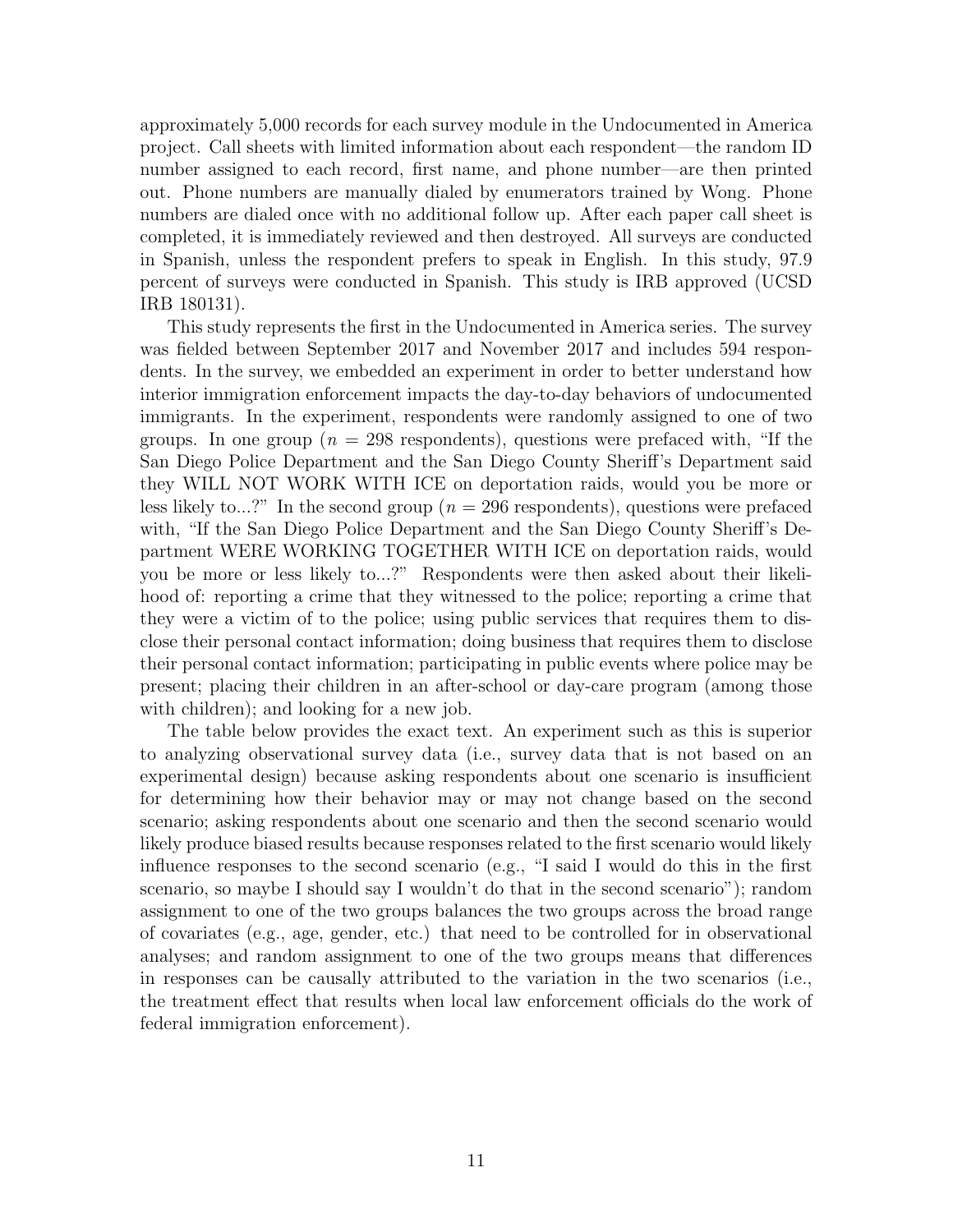approximately 5,000 records for each survey module in the Undocumented in America project. Call sheets with limited information about each respondent—the random ID number assigned to each record, first name, and phone number—are then printed out. Phone numbers are manually dialed by enumerators trained by Wong. Phone numbers are dialed once with no additional follow up. After each paper call sheet is completed, it is immediately reviewed and then destroyed. All surveys are conducted in Spanish, unless the respondent prefers to speak in English. In this study, 97.9 percent of surveys were conducted in Spanish. This study is IRB approved (UCSD IRB 180131).

This study represents the first in the Undocumented in America series. The survey was fielded between September 2017 and November 2017 and includes 594 respondents. In the survey, we embedded an experiment in order to better understand how interior immigration enforcement impacts the day-to-day behaviors of undocumented immigrants. In the experiment, respondents were randomly assigned to one of two groups. In one group ($n$ = 298 respondents), questions were prefaced with, "If the San Diego Police Department and the San Diego County Sheriff's Department said they WILL NOT WORK WITH ICE on deportation raids, would you be more or less likely to...?" In the second group ($n$ = 296 respondents), questions were prefaced with, "If the San Diego Police Department and the San Diego County Sheriff's Department WERE WORKING TOGETHER WITH ICE on deportation raids, would you be more or less likely to...?" Respondents were then asked about their likelihood of: reporting a crime that they witnessed to the police; reporting a crime that they were a victim of to the police; using public services that requires them to disclose their personal contact information; doing business that requires them to disclose their personal contact information; participating in public events where police may be present; placing their children in an after-school or day-care program (among those with children); and looking for a new job.

The table below provides the exact text. An experiment such as this is superior to analyzing observational survey data (i.e., survey data that is not based on an experimental design) because asking respondents about one scenario is insufficient for determining how their behavior may or may not change based on the second scenario; asking respondents about one scenario and then the second scenario would likely produce biased results because responses related to the first scenario would likely influence responses to the second scenario (e.g., "I said I would do this in the first scenario, so maybe I should say I wouldn't do that in the second scenario"); random assignment to one of the two groups balances the two groups across the broad range of covariates (e.g., age, gender, etc.) that need to be controlled for in observational analyses; and random assignment to one of the two groups means that differences in responses can be causally attributed to the variation in the two scenarios (i.e., the treatment effect that results when local law enforcement officials do the work of federal immigration enforcement).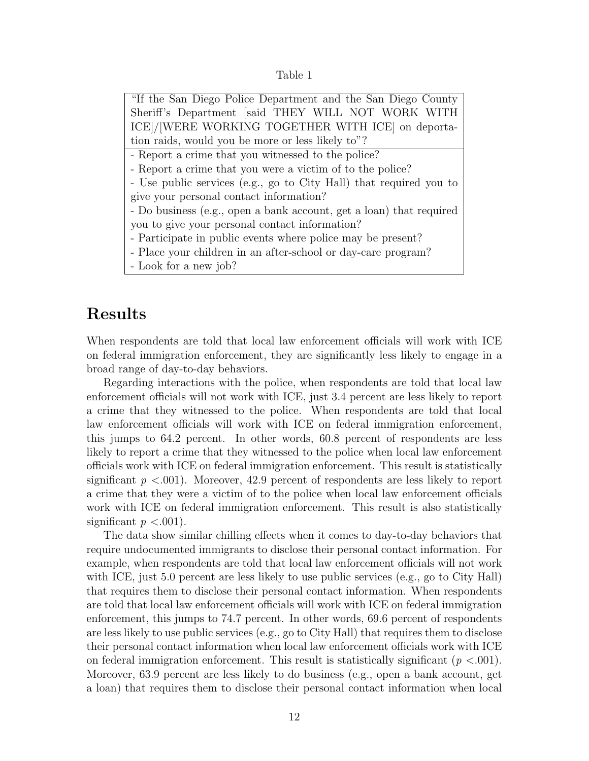Table 1

| "If the San Diego Police Department and the San Diego County Sheriff's Department [said THEY WILL NOT WORK WITH ICE]/[WERE WORKING TOGETHER WITH ICE] on deportation raids, would you be more or less likely to"? |
| --- |
| - Report a crime that you witnessed to the police?<br>- Report a crime that you were a victim of to the police?<br>- Use public services (e.g., go to City Hall) that required you to give your personal contact information?<br>- Do business (e.g., open a bank account, get a loan) that required you to give your personal contact information?<br>- Participate in public events where police may be present?<br>- Place your children in an after-school or day-care program?<br>- Look for a new job? |

## Results

When respondents are told that local law enforcement officials will work with ICE on federal immigration enforcement, they are significantly less likely to engage in a broad range of day-to-day behaviors.

Regarding interactions with the police, when respondents are told that local law enforcement officials will not work with ICE, just 3.4 percent are less likely to report a crime that they witnessed to the police. When respondents are told that local law enforcement officials will work with ICE on federal immigration enforcement, this jumps to 64.2 percent. In other words, 60.8 percent of respondents are less likely to report a crime that they witnessed to the police when local law enforcement officials work with ICE on federal immigration enforcement. This result is statistically significant $p < .001$). Moreover, 42.9 percent of respondents are less likely to report a crime that they were a victim of to the police when local law enforcement officials work with ICE on federal immigration enforcement. This result is also statistically significant $p < .001$).

The data show similar chilling effects when it comes to day-to-day behaviors that require undocumented immigrants to disclose their personal contact information. For example, when respondents are told that local law enforcement officials will not work with ICE, just 5.0 percent are less likely to use public services (e.g., go to City Hall) that requires them to disclose their personal contact information. When respondents are told that local law enforcement officials will work with ICE on federal immigration enforcement, this jumps to 74.7 percent. In other words, 69.6 percent of respondents are less likely to use public services (e.g., go to City Hall) that requires them to disclose their personal contact information when local law enforcement officials work with ICE on federal immigration enforcement. This result is statistically significant ($p < .001$). Moreover, 63.9 percent are less likely to do business (e.g., open a bank account, get a loan) that requires them to disclose their personal contact information when local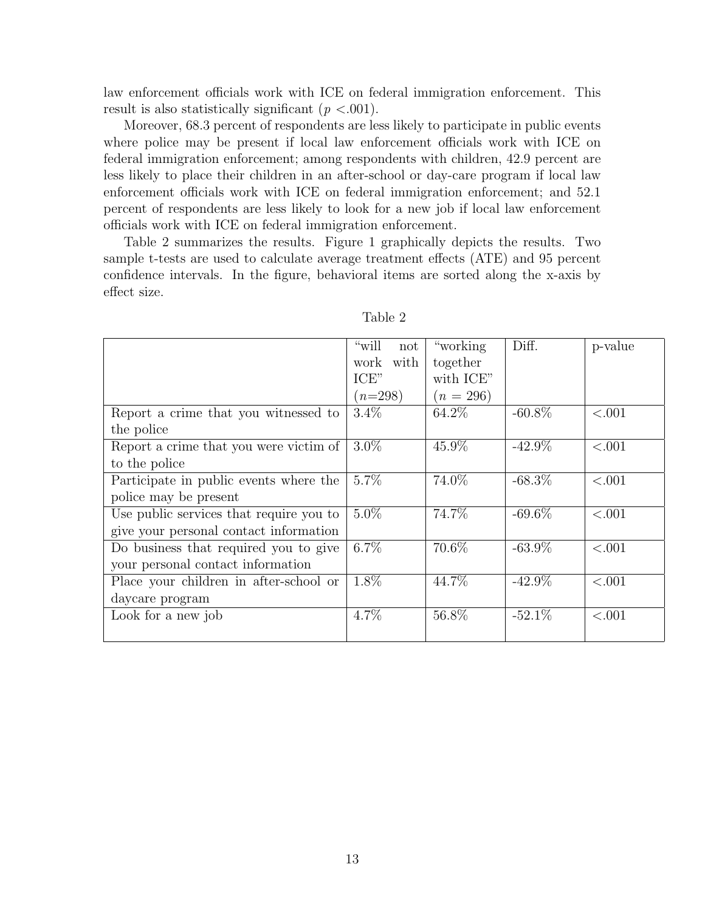law enforcement officials work with ICE on federal immigration enforcement. This result is also statistically significant ($p < .001$).

Moreover, 68.3 percent of respondents are less likely to participate in public events where police may be present if local law enforcement officials work with ICE on federal immigration enforcement; among respondents with children, 42.9 percent are less likely to place their children in an after-school or day-care program if local law enforcement officials work with ICE on federal immigration enforcement; and 52.1 percent of respondents are less likely to look for a new job if local law enforcement officials work with ICE on federal immigration enforcement.

Table 2 summarizes the results. Figure 1 graphically depicts the results. Two sample t-tests are used to calculate average treatment effects (ATE) and 95 percent confidence intervals. In the figure, behavioral items are sorted along the x-axis by effect size.

Table 2

| | "will not work with ICE" ($n$=298) | "working together with ICE" ($n$ = 296) | Diff. | p-value |
|---|---|---|---|---|
| Report a crime that you witnessed to the police | 3.4% | 64.2% | -60.8% | <.001 |
| Report a crime that you were victim of to the police | 3.0% | 45.9% | -42.9% | <.001 |
| Participate in public events where the police may be present | 5.7% | 74.0% | -68.3% | <.001 |
| Use public services that require you to give your personal contact information | 5.0% | 74.7% | -69.6% | <.001 |
| Do business that required you to give your personal contact information | 6.7% | 70.6% | -63.9% | <.001 |
| Place your children in after-school or daycare program | 1.8% | 44.7% | -42.9% | <.001 |
| Look for a new job | 4.7% | 56.8% | -52.1% | <.001 |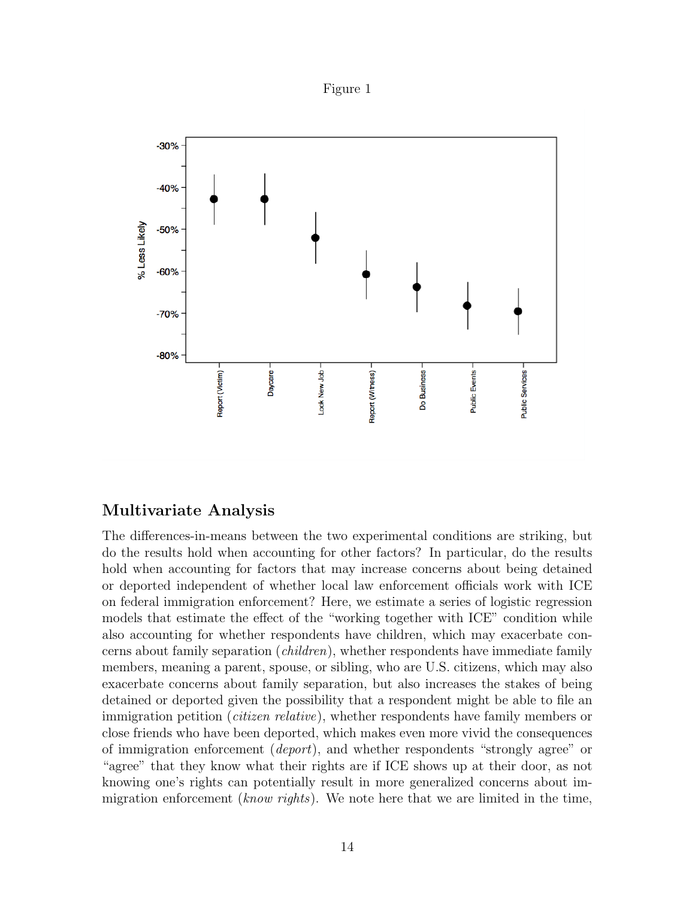Figure 1

## Multivariate Analysis

The differences-in-means between the two experimental conditions are striking, but do the results hold when accounting for other factors? In particular, do the results hold when accounting for factors that may increase concerns about being detained or deported independent of whether local law enforcement officials work with ICE on federal immigration enforcement? Here, we estimate a series of logistic regression models that estimate the effect of the "working together with ICE" condition while also accounting for whether respondents have children, which may exacerbate concerns about family separation (*children*), whether respondents have immediate family members, meaning a parent, spouse, or sibling, who are U.S. citizens, which may also exacerbate concerns about family separation, but also increases the stakes of being detained or deported given the possibility that a respondent might be able to file an immigration petition (*citizen relative*), whether respondents have family members or close friends who have been deported, which makes even more vivid the consequences of immigration enforcement (*deport*), and whether respondents "strongly agree" or "agree" that they know what their rights are if ICE shows up at their door, as not knowing one's rights can potentially result in more generalized concerns about immigration enforcement (*know rights*). We note here that we are limited in the time,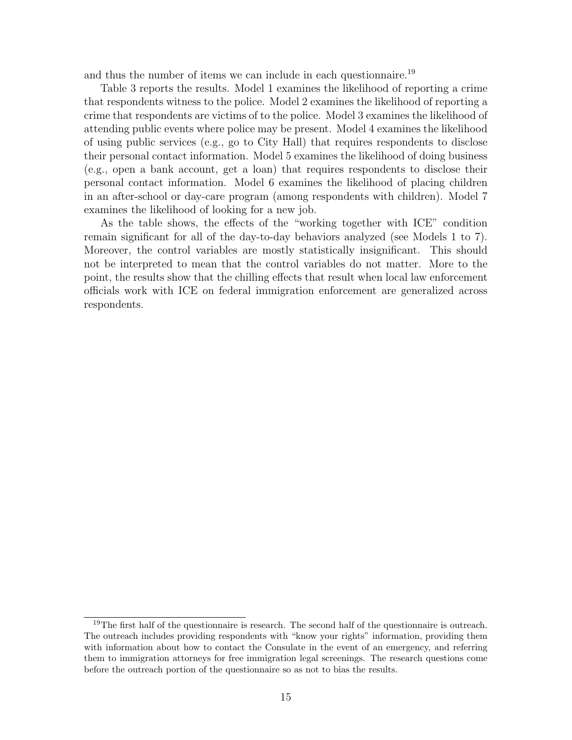and thus the number of items we can include in each questionnaire.[19]

Table 3 reports the results. Model 1 examines the likelihood of reporting a crime that respondents witness to the police. Model 2 examines the likelihood of reporting a crime that respondents are victims of to the police. Model 3 examines the likelihood of attending public events where police may be present. Model 4 examines the likelihood of using public services (e.g., go to City Hall) that requires respondents to disclose their personal contact information. Model 5 examines the likelihood of doing business (e.g., open a bank account, get a loan) that requires respondents to disclose their personal contact information. Model 6 examines the likelihood of placing children in an after-school or day-care program (among respondents with children). Model 7 examines the likelihood of looking for a new job.

As the table shows, the effects of the "working together with ICE" condition remain significant for all of the day-to-day behaviors analyzed (see Models 1 to 7). Moreover, the control variables are mostly statistically insignificant. This should not be interpreted to mean that the control variables do not matter. More to the point, the results show that the chilling effects that result when local law enforcement officials work with ICE on federal immigration enforcement are generalized across respondents.

[19] The first half of the questionnaire is research. The second half of the questionnaire is outreach. The outreach includes providing respondents with "know your rights" information, providing them with information about how to contact the Consulate in the event of an emergency, and referring them to immigration attorneys for free immigration legal screenings. The research questions come before the outreach portion of the questionnaire so as not to bias the results.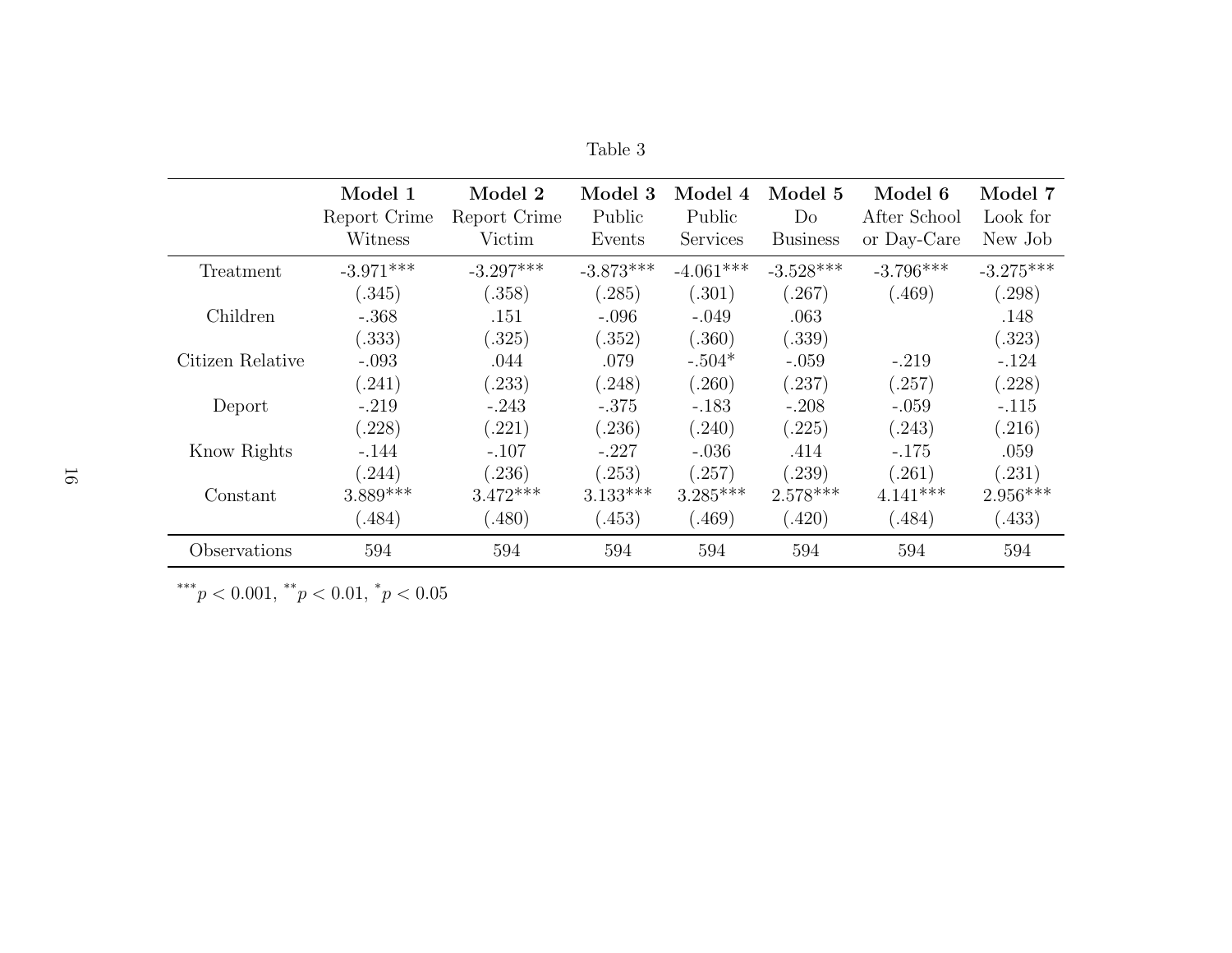Table 3

| | **Model 1** Report Crime Witness | **Model 2** Report Crime Victim | **Model 3** Public Events | **Model 4** Public Services | **Model 5** Do Business | **Model 6** After School or Day-Care | **Model 7** Look for New Job |
|---|---|---|---|---|---|---|---|
| Treatment | -3.971*** | -3.297*** | -3.873*** | -4.061*** | -3.528*** | -3.796*** | -3.275*** |
| | (.345) | (.358) | (.285) | (.301) | (.267) | (.469) | (.298) |
| Children | -.368 | .151 | -.096 | -.049 | .063 | | .148 |
| | (.333) | (.325) | (.352) | (.360) | (.339) | | (.323) |
| Citizen Relative | -.093 | .044 | .079 | -.504* | -.059 | -.219 | -.124 |
| | (.241) | (.233) | (.248) | (.260) | (.237) | (.257) | (.228) |
| Deport | -.219 | -.243 | -.375 | -.183 | -.208 | -.059 | -.115 |
| | (.228) | (.221) | (.236) | (.240) | (.225) | (.243) | (.216) |
| Know Rights | -.144 | -.107 | -.227 | -.036 | .414 | -.175 | .059 |
| | (.244) | (.236) | (.253) | (.257) | (.239) | (.261) | (.231) |
| Constant | 3.889*** | 3.472*** | 3.133*** | 3.285*** | 2.578*** | 4.141*** | 2.956*** |
| | (.484) | (.480) | (.453) | (.469) | (.420) | (.484) | (.433) |
| Observations | 594 | 594 | 594 | 594 | 594 | 594 | 594 |

***$p < 0.001$, **$p < 0.01$, *$p < 0.05$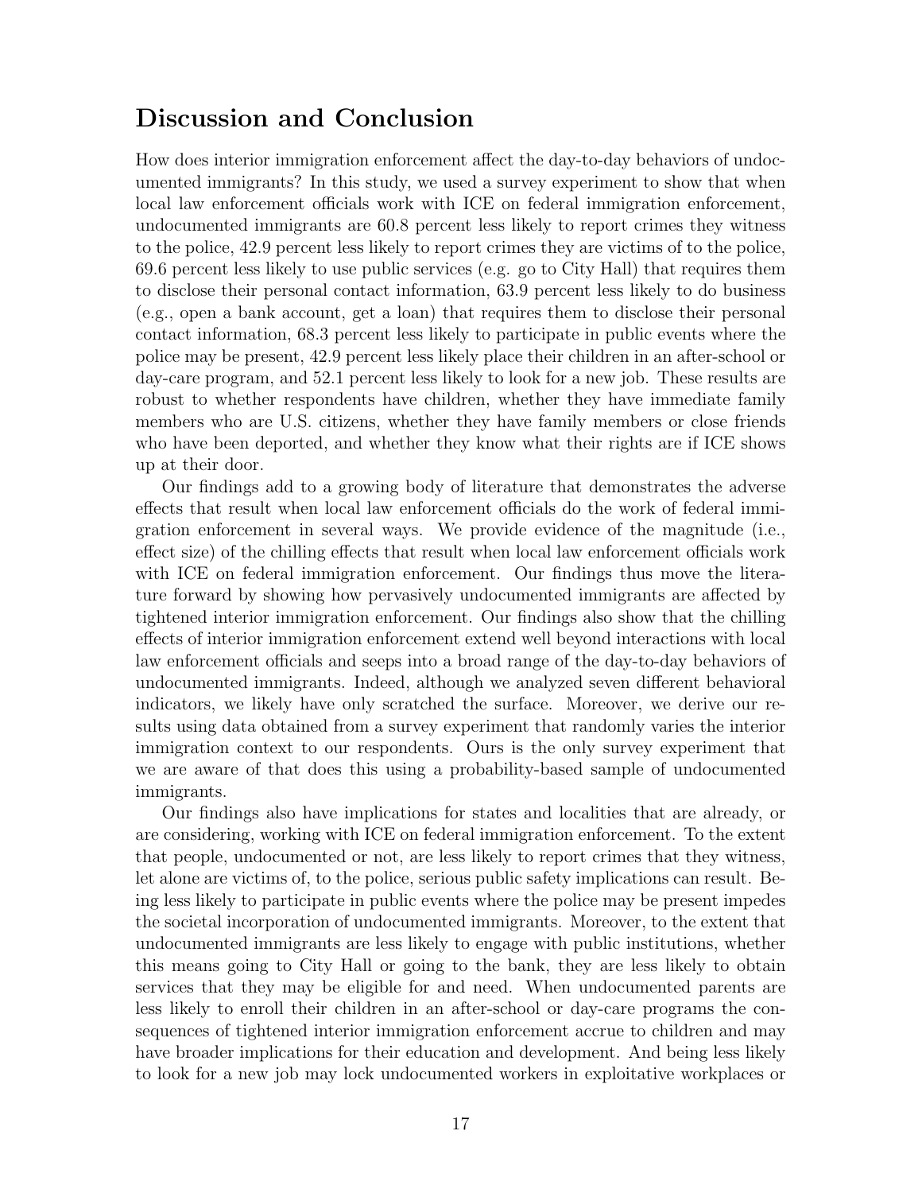## Discussion and Conclusion

How does interior immigration enforcement affect the day-to-day behaviors of undocumented immigrants? In this study, we used a survey experiment to show that when local law enforcement officials work with ICE on federal immigration enforcement, undocumented immigrants are 60.8 percent less likely to report crimes they witness to the police, 42.9 percent less likely to report crimes they are victims of to the police, 69.6 percent less likely to use public services (e.g. go to City Hall) that requires them to disclose their personal contact information, 63.9 percent less likely to do business (e.g., open a bank account, get a loan) that requires them to disclose their personal contact information, 68.3 percent less likely to participate in public events where the police may be present, 42.9 percent less likely place their children in an after-school or day-care program, and 52.1 percent less likely to look for a new job. These results are robust to whether respondents have children, whether they have immediate family members who are U.S. citizens, whether they have family members or close friends who have been deported, and whether they know what their rights are if ICE shows up at their door.

Our findings add to a growing body of literature that demonstrates the adverse effects that result when local law enforcement officials do the work of federal immigration enforcement in several ways. We provide evidence of the magnitude (i.e., effect size) of the chilling effects that result when local law enforcement officials work with ICE on federal immigration enforcement. Our findings thus move the literature forward by showing how pervasively undocumented immigrants are affected by tightened interior immigration enforcement. Our findings also show that the chilling effects of interior immigration enforcement extend well beyond interactions with local law enforcement officials and seeps into a broad range of the day-to-day behaviors of undocumented immigrants. Indeed, although we analyzed seven different behavioral indicators, we likely have only scratched the surface. Moreover, we derive our results using data obtained from a survey experiment that randomly varies the interior immigration context to our respondents. Ours is the only survey experiment that we are aware of that does this using a probability-based sample of undocumented immigrants.

Our findings also have implications for states and localities that are already, or are considering, working with ICE on federal immigration enforcement. To the extent that people, undocumented or not, are less likely to report crimes that they witness, let alone are victims of, to the police, serious public safety implications can result. Being less likely to participate in public events where the police may be present impedes the societal incorporation of undocumented immigrants. Moreover, to the extent that undocumented immigrants are less likely to engage with public institutions, whether this means going to City Hall or going to the bank, they are less likely to obtain services that they may be eligible for and need. When undocumented parents are less likely to enroll their children in an after-school or day-care programs the consequences of tightened interior immigration enforcement accrue to children and may have broader implications for their education and development. And being less likely to look for a new job may lock undocumented workers in exploitative workplaces or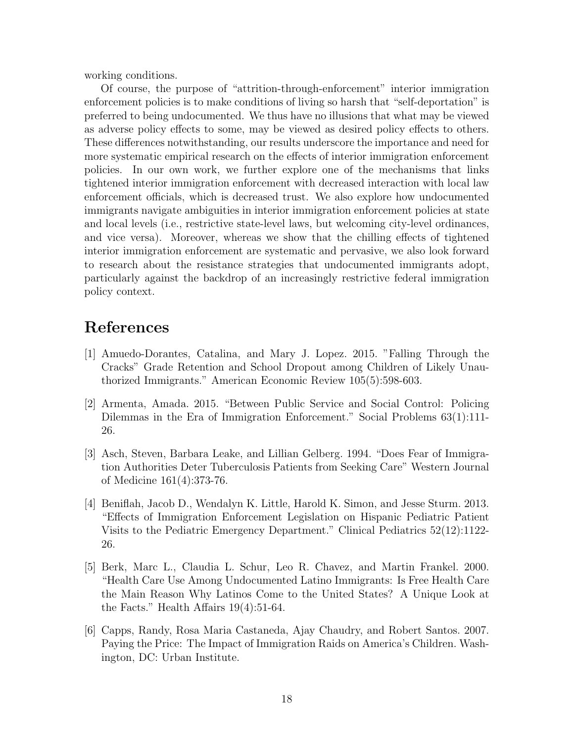working conditions.

Of course, the purpose of "attrition-through-enforcement" interior immigration enforcement policies is to make conditions of living so harsh that "self-deportation" is preferred to being undocumented. We thus have no illusions that what may be viewed as adverse policy effects to some, may be viewed as desired policy effects to others. These differences notwithstanding, our results underscore the importance and need for more systematic empirical research on the effects of interior immigration enforcement policies. In our own work, we further explore one of the mechanisms that links tightened interior immigration enforcement with decreased interaction with local law enforcement officials, which is decreased trust. We also explore how undocumented immigrants navigate ambiguities in interior immigration enforcement policies at state and local levels (i.e., restrictive state-level laws, but welcoming city-level ordinances, and vice versa). Moreover, whereas we show that the chilling effects of tightened interior immigration enforcement are systematic and pervasive, we also look forward to research about the resistance strategies that undocumented immigrants adopt, particularly against the backdrop of an increasingly restrictive federal immigration policy context.

# References

[1] Amuedo-Dorantes, Catalina, and Mary J. Lopez. 2015. "Falling Through the Cracks" Grade Retention and School Dropout among Children of Likely Unauthorized Immigrants." American Economic Review 105(5):598-603.

[2] Armenta, Amada. 2015. "Between Public Service and Social Control: Policing Dilemmas in the Era of Immigration Enforcement." Social Problems 63(1):111-26.

[3] Asch, Steven, Barbara Leake, and Lillian Gelberg. 1994. "Does Fear of Immigration Authorities Deter Tuberculosis Patients from Seeking Care" Western Journal of Medicine 161(4):373-76.

[4] Beniflah, Jacob D., Wendalyn K. Little, Harold K. Simon, and Jesse Sturm. 2013. "Effects of Immigration Enforcement Legislation on Hispanic Pediatric Patient Visits to the Pediatric Emergency Department." Clinical Pediatrics 52(12):1122-26.

[5] Berk, Marc L., Claudia L. Schur, Leo R. Chavez, and Martin Frankel. 2000. "Health Care Use Among Undocumented Latino Immigrants: Is Free Health Care the Main Reason Why Latinos Come to the United States? A Unique Look at the Facts." Health Affairs 19(4):51-64.

[6] Capps, Randy, Rosa Maria Castaneda, Ajay Chaudry, and Robert Santos. 2007. Paying the Price: The Impact of Immigration Raids on America's Children. Washington, DC: Urban Institute.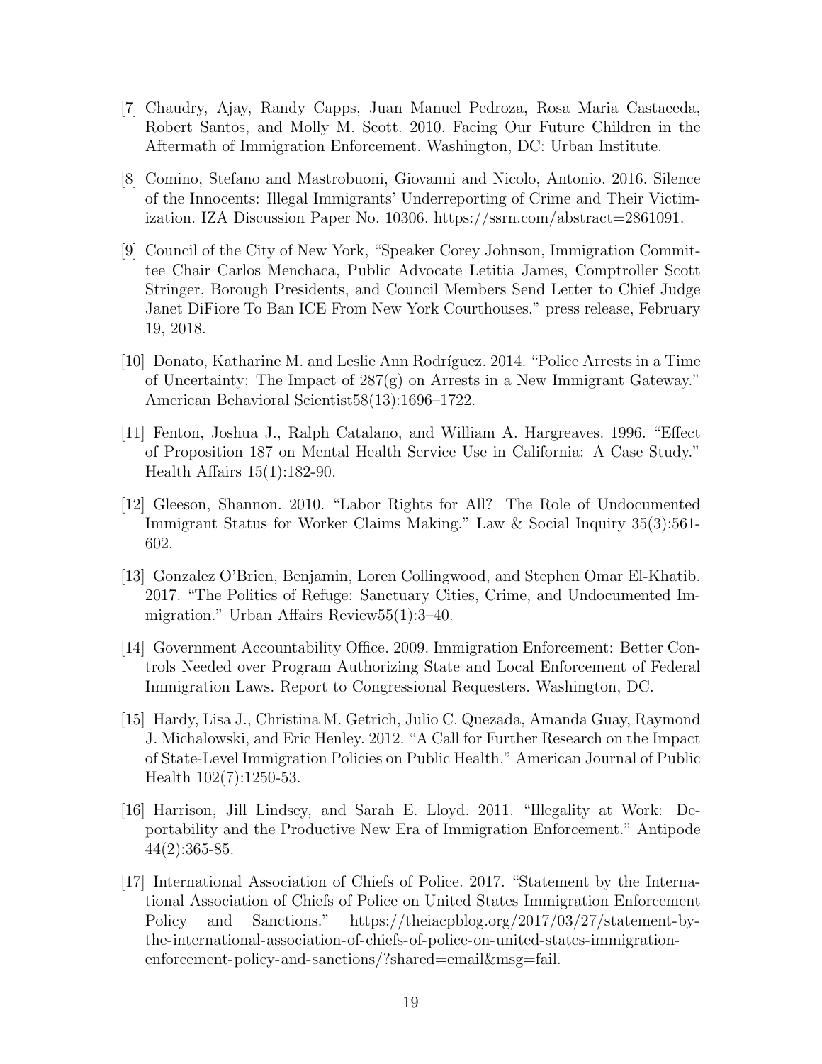[7] Chaudry, Ajay, Randy Capps, Juan Manuel Pedroza, Rosa Maria Castaeeda, Robert Santos, and Molly M. Scott. 2010. Facing Our Future Children in the Aftermath of Immigration Enforcement. Washington, DC: Urban Institute.

[8] Comino, Stefano and Mastrobuoni, Giovanni and Nicolo, Antonio. 2016. Silence of the Innocents: Illegal Immigrants' Underreporting of Crime and Their Victimization. IZA Discussion Paper No. 10306. https://ssrn.com/abstract=2861091.

[9] Council of the City of New York, "Speaker Corey Johnson, Immigration Committee Chair Carlos Menchaca, Public Advocate Letitia James, Comptroller Scott Stringer, Borough Presidents, and Council Members Send Letter to Chief Judge Janet DiFiore To Ban ICE From New York Courthouses," press release, February 19, 2018.

[10] Donato, Katharine M. and Leslie Ann Rodríguez. 2014. "Police Arrests in a Time of Uncertainty: The Impact of 287(g) on Arrests in a New Immigrant Gateway." American Behavioral Scientist58(13):1696–1722.

[11] Fenton, Joshua J., Ralph Catalano, and William A. Hargreaves. 1996. "Effect of Proposition 187 on Mental Health Service Use in California: A Case Study." Health Affairs 15(1):182-90.

[12] Gleeson, Shannon. 2010. "Labor Rights for All? The Role of Undocumented Immigrant Status for Worker Claims Making." Law & Social Inquiry 35(3):561-602.

[13] Gonzalez O'Brien, Benjamin, Loren Collingwood, and Stephen Omar El-Khatib. 2017. "The Politics of Refuge: Sanctuary Cities, Crime, and Undocumented Immigration." Urban Affairs Review55(1):3–40.

[14] Government Accountability Office. 2009. Immigration Enforcement: Better Controls Needed over Program Authorizing State and Local Enforcement of Federal Immigration Laws. Report to Congressional Requesters. Washington, DC.

[15] Hardy, Lisa J., Christina M. Getrich, Julio C. Quezada, Amanda Guay, Raymond J. Michalowski, and Eric Henley. 2012. "A Call for Further Research on the Impact of State-Level Immigration Policies on Public Health." American Journal of Public Health 102(7):1250-53.

[16] Harrison, Jill Lindsey, and Sarah E. Lloyd. 2011. "Illegality at Work: Deportability and the Productive New Era of Immigration Enforcement." Antipode 44(2):365-85.

[17] International Association of Chiefs of Police. 2017. "Statement by the International Association of Chiefs of Police on United States Immigration Enforcement Policy and Sanctions." https://theiacpblog.org/2017/03/27/statement-by-the-international-association-of-chiefs-of-police-on-united-states-immigration-enforcement-policy-and-sanctions/?shared=email&msg=fail.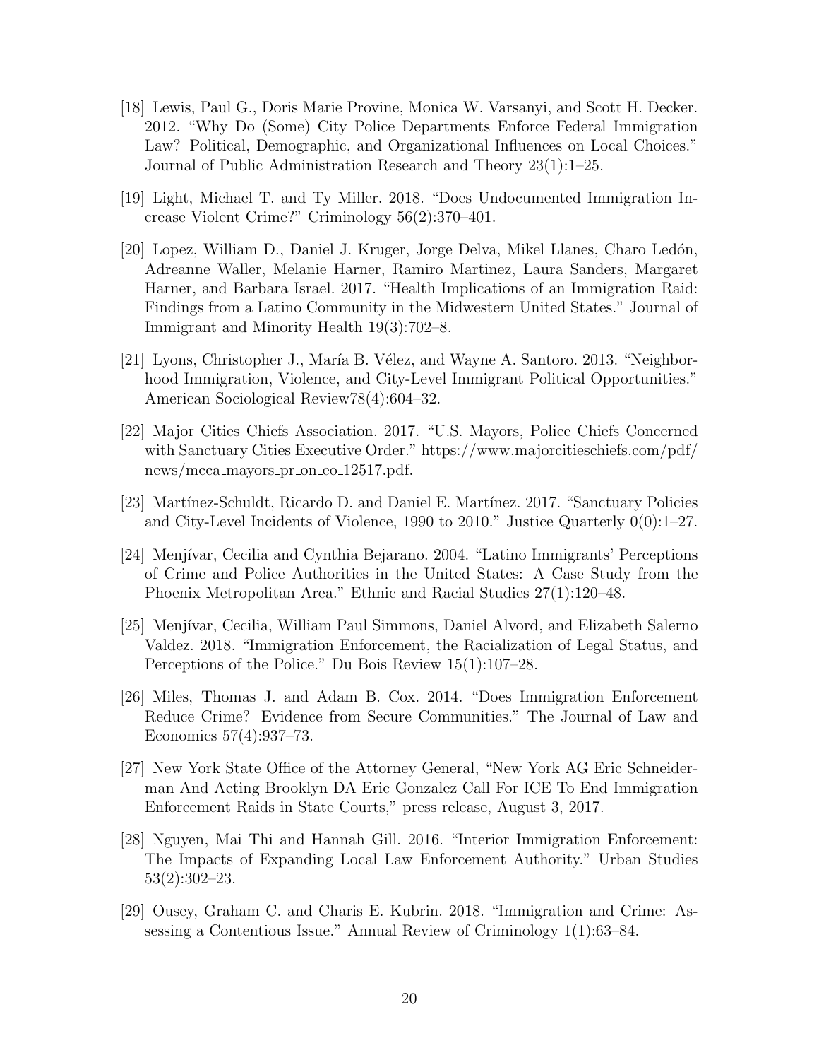[18] Lewis, Paul G., Doris Marie Provine, Monica W. Varsanyi, and Scott H. Decker. 2012. "Why Do (Some) City Police Departments Enforce Federal Immigration Law? Political, Demographic, and Organizational Influences on Local Choices." Journal of Public Administration Research and Theory 23(1):1–25.

[19] Light, Michael T. and Ty Miller. 2018. "Does Undocumented Immigration Increase Violent Crime?" Criminology 56(2):370–401.

[20] Lopez, William D., Daniel J. Kruger, Jorge Delva, Mikel Llanes, Charo Ledón, Adreanne Waller, Melanie Harner, Ramiro Martinez, Laura Sanders, Margaret Harner, and Barbara Israel. 2017. "Health Implications of an Immigration Raid: Findings from a Latino Community in the Midwestern United States." Journal of Immigrant and Minority Health 19(3):702–8.

[21] Lyons, Christopher J., María B. Vélez, and Wayne A. Santoro. 2013. "Neighborhood Immigration, Violence, and City-Level Immigrant Political Opportunities." American Sociological Review78(4):604–32.

[22] Major Cities Chiefs Association. 2017. "U.S. Mayors, Police Chiefs Concerned with Sanctuary Cities Executive Order." https://www.majorcitieschiefs.com/pdf/news/mcca_mayors_pr_on_eo_12517.pdf.

[23] Martínez-Schuldt, Ricardo D. and Daniel E. Martínez. 2017. "Sanctuary Policies and City-Level Incidents of Violence, 1990 to 2010." Justice Quarterly 0(0):1–27.

[24] Menjívar, Cecilia and Cynthia Bejarano. 2004. "Latino Immigrants' Perceptions of Crime and Police Authorities in the United States: A Case Study from the Phoenix Metropolitan Area." Ethnic and Racial Studies 27(1):120–48.

[25] Menjívar, Cecilia, William Paul Simmons, Daniel Alvord, and Elizabeth Salerno Valdez. 2018. "Immigration Enforcement, the Racialization of Legal Status, and Perceptions of the Police." Du Bois Review 15(1):107–28.

[26] Miles, Thomas J. and Adam B. Cox. 2014. "Does Immigration Enforcement Reduce Crime? Evidence from Secure Communities." The Journal of Law and Economics 57(4):937–73.

[27] New York State Office of the Attorney General, "New York AG Eric Schneiderman And Acting Brooklyn DA Eric Gonzalez Call For ICE To End Immigration Enforcement Raids in State Courts," press release, August 3, 2017.

[28] Nguyen, Mai Thi and Hannah Gill. 2016. "Interior Immigration Enforcement: The Impacts of Expanding Local Law Enforcement Authority." Urban Studies 53(2):302–23.

[29] Ousey, Graham C. and Charis E. Kubrin. 2018. "Immigration and Crime: Assessing a Contentious Issue." Annual Review of Criminology 1(1):63–84.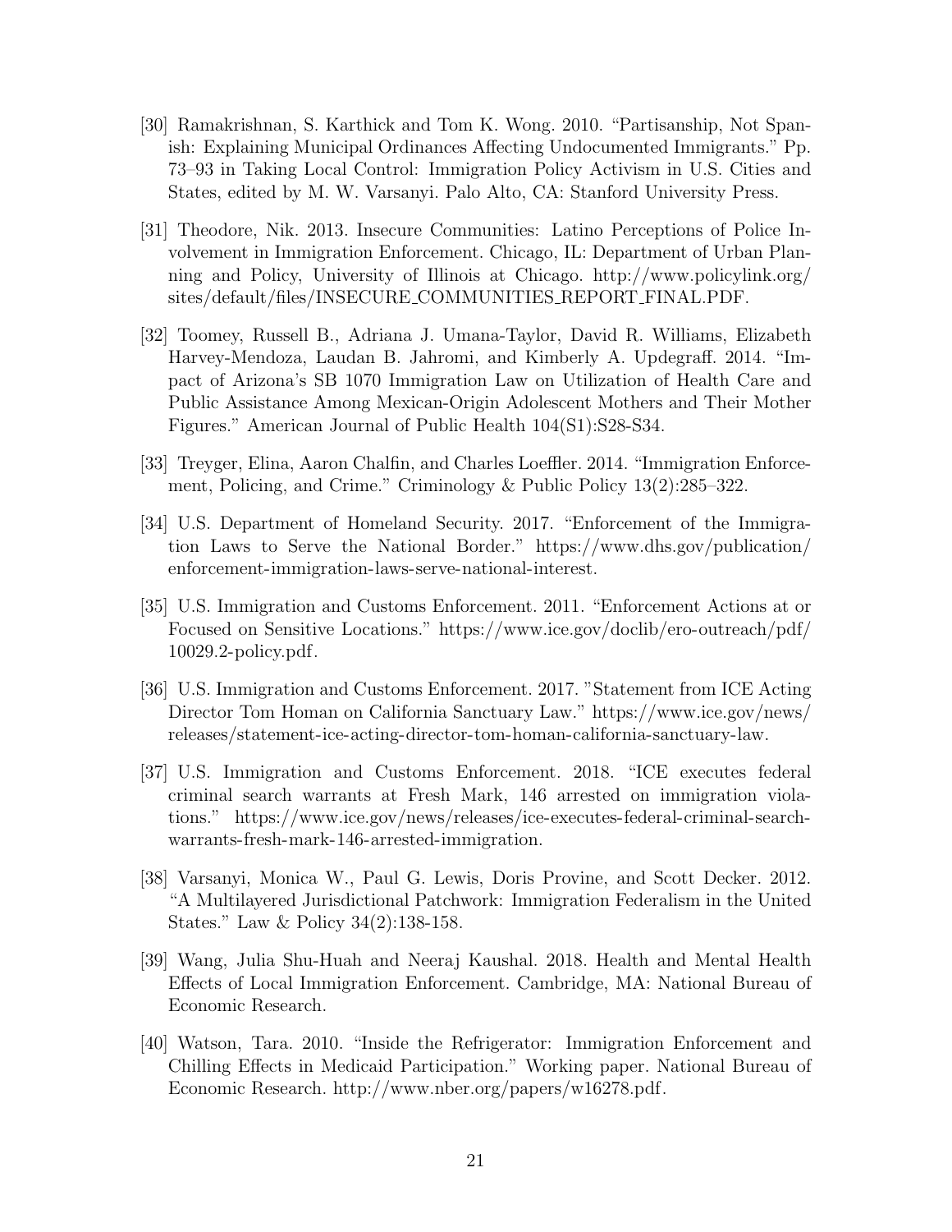[30] Ramakrishnan, S. Karthick and Tom K. Wong. 2010. "Partisanship, Not Spanish: Explaining Municipal Ordinances Affecting Undocumented Immigrants." Pp. 73–93 in Taking Local Control: Immigration Policy Activism in U.S. Cities and States, edited by M. W. Varsanyi. Palo Alto, CA: Stanford University Press.

[31] Theodore, Nik. 2013. Insecure Communities: Latino Perceptions of Police Involvement in Immigration Enforcement. Chicago, IL: Department of Urban Planning and Policy, University of Illinois at Chicago. http://www.policylink.org/sites/default/files/INSECURE_COMMUNITIES_REPORT_FINAL.PDF.

[32] Toomey, Russell B., Adriana J. Umana-Taylor, David R. Williams, Elizabeth Harvey-Mendoza, Laudan B. Jahromi, and Kimberly A. Updegraff. 2014. "Impact of Arizona's SB 1070 Immigration Law on Utilization of Health Care and Public Assistance Among Mexican-Origin Adolescent Mothers and Their Mother Figures." American Journal of Public Health 104(S1):S28-S34.

[33] Treyger, Elina, Aaron Chalfin, and Charles Loeffler. 2014. "Immigration Enforcement, Policing, and Crime." Criminology & Public Policy 13(2):285–322.

[34] U.S. Department of Homeland Security. 2017. "Enforcement of the Immigration Laws to Serve the National Border." https://www.dhs.gov/publication/enforcement-immigration-laws-serve-national-interest.

[35] U.S. Immigration and Customs Enforcement. 2011. "Enforcement Actions at or Focused on Sensitive Locations." https://www.ice.gov/doclib/ero-outreach/pdf/10029.2-policy.pdf.

[36] U.S. Immigration and Customs Enforcement. 2017. "Statement from ICE Acting Director Tom Homan on California Sanctuary Law." https://www.ice.gov/news/releases/statement-ice-acting-director-tom-homan-california-sanctuary-law.

[37] U.S. Immigration and Customs Enforcement. 2018. "ICE executes federal criminal search warrants at Fresh Mark, 146 arrested on immigration violations." https://www.ice.gov/news/releases/ice-executes-federal-criminal-search-warrants-fresh-mark-146-arrested-immigration.

[38] Varsanyi, Monica W., Paul G. Lewis, Doris Provine, and Scott Decker. 2012. "A Multilayered Jurisdictional Patchwork: Immigration Federalism in the United States." Law & Policy 34(2):138-158.

[39] Wang, Julia Shu-Huah and Neeraj Kaushal. 2018. Health and Mental Health Effects of Local Immigration Enforcement. Cambridge, MA: National Bureau of Economic Research.

[40] Watson, Tara. 2010. "Inside the Refrigerator: Immigration Enforcement and Chilling Effects in Medicaid Participation." Working paper. National Bureau of Economic Research. http://www.nber.org/papers/w16278.pdf.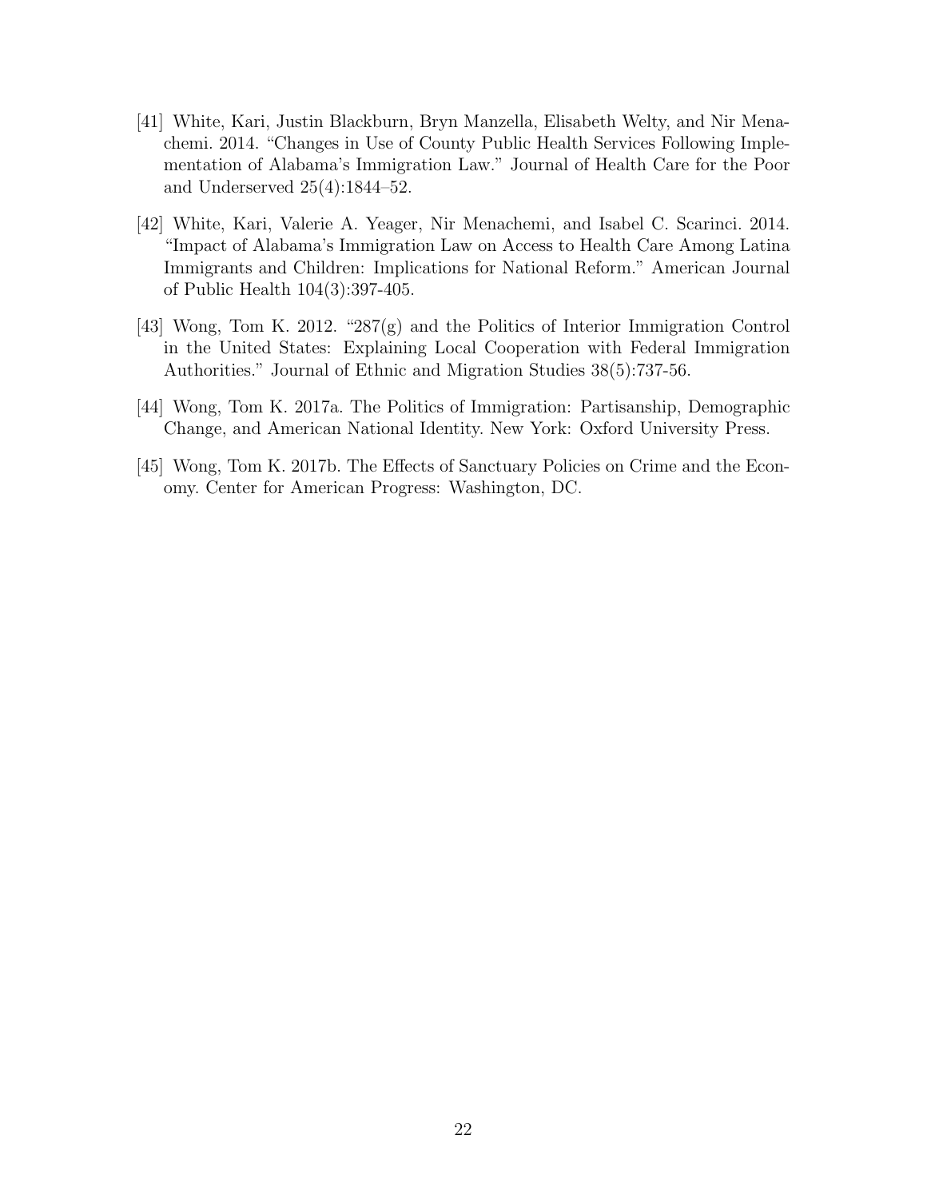[41] White, Kari, Justin Blackburn, Bryn Manzella, Elisabeth Welty, and Nir Menachemi. 2014. "Changes in Use of County Public Health Services Following Implementation of Alabama's Immigration Law." Journal of Health Care for the Poor and Underserved 25(4):1844–52.

[42] White, Kari, Valerie A. Yeager, Nir Menachemi, and Isabel C. Scarinci. 2014. "Impact of Alabama's Immigration Law on Access to Health Care Among Latina Immigrants and Children: Implications for National Reform." American Journal of Public Health 104(3):397-405.

[43] Wong, Tom K. 2012. "287(g) and the Politics of Interior Immigration Control in the United States: Explaining Local Cooperation with Federal Immigration Authorities." Journal of Ethnic and Migration Studies 38(5):737-56.

[44] Wong, Tom K. 2017a. The Politics of Immigration: Partisanship, Demographic Change, and American National Identity. New York: Oxford University Press.

[45] Wong, Tom K. 2017b. The Effects of Sanctuary Policies on Crime and the Economy. Center for American Progress: Washington, DC.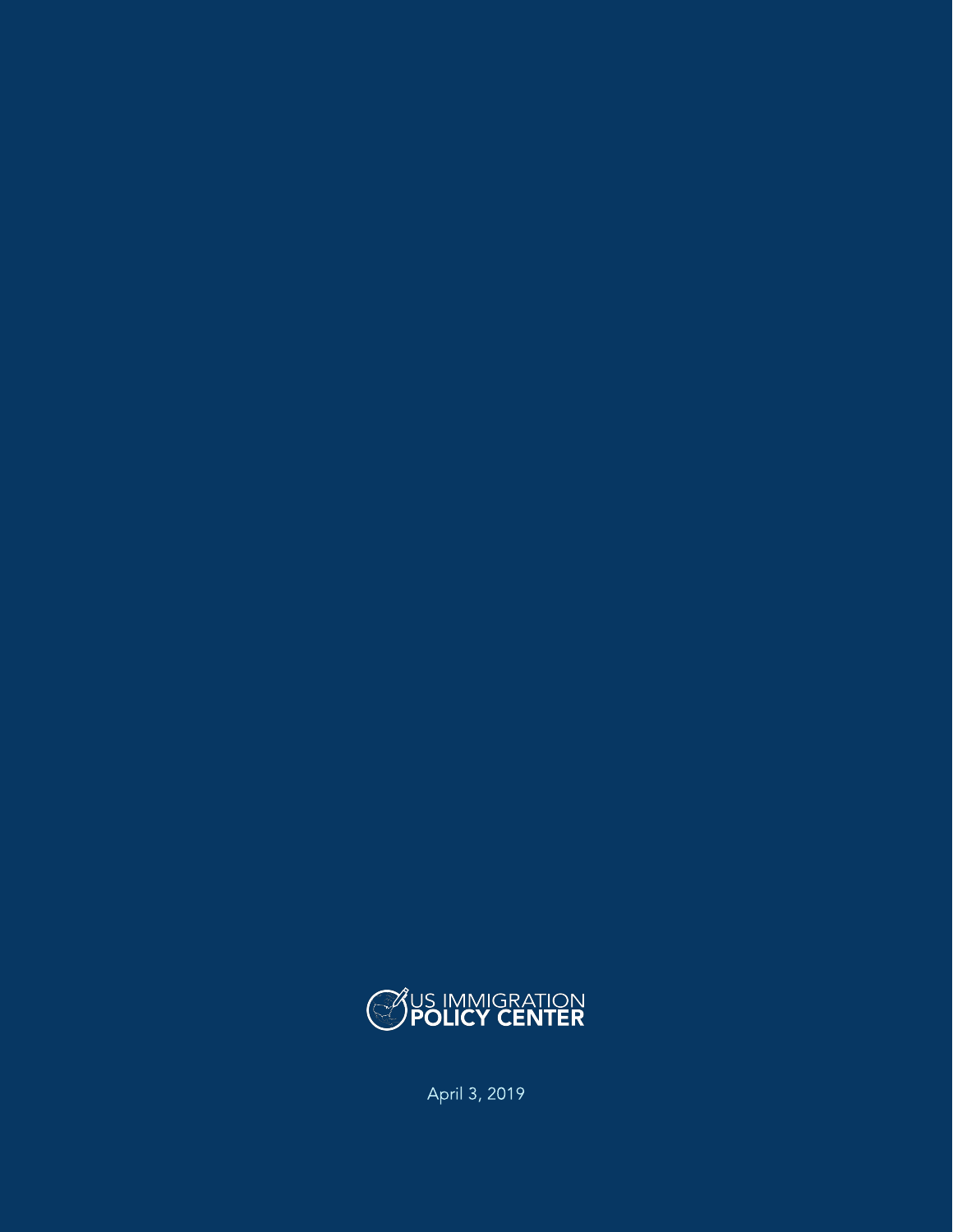US IMMIGRATION
POLICY CENTER

April 3, 2019